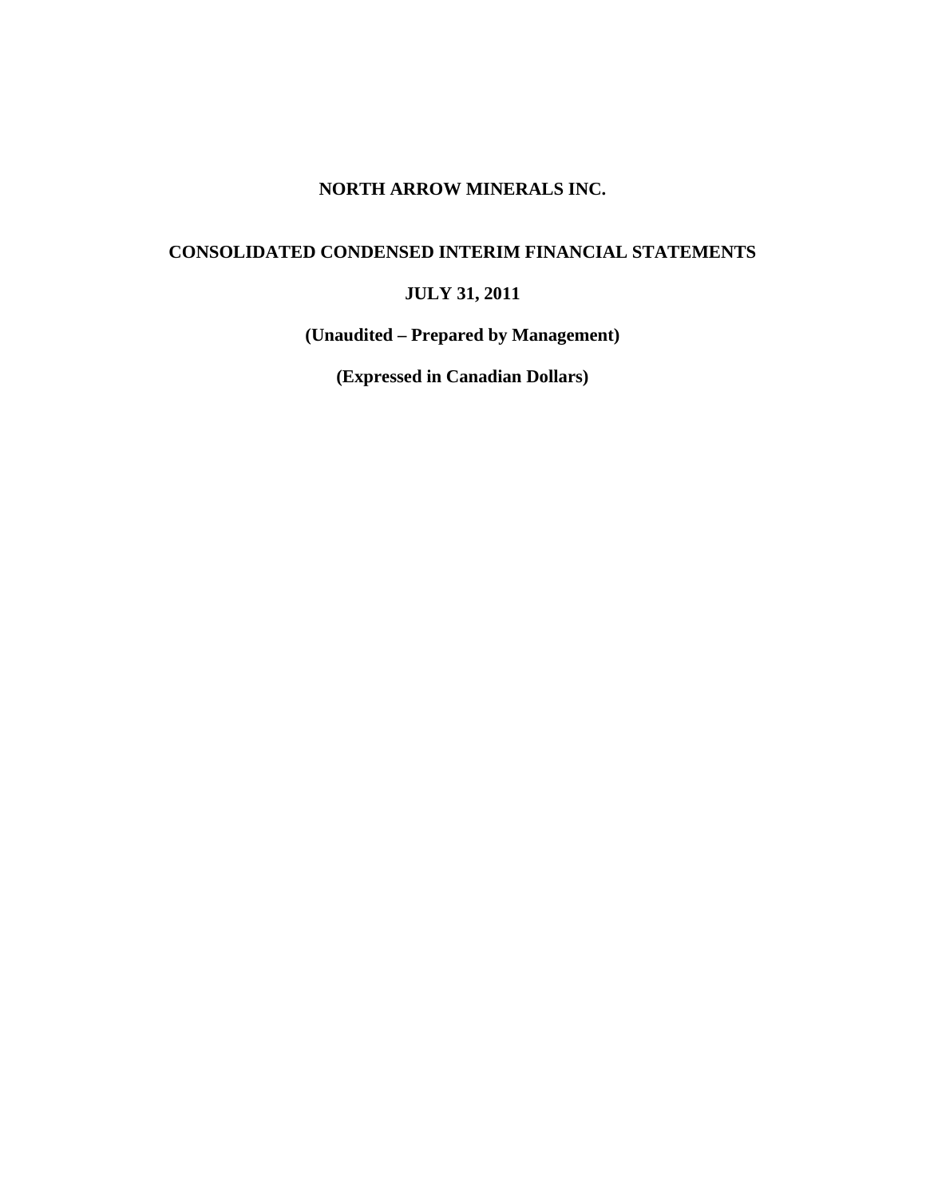# NORTH ARROW MINERALS INC.

## CONSOLIDATED CONDENSED INTERIM FINANCIAL STATEMENTS

**JULY 31, 2011**

**(Unaudited – Prepared by Management)**

**(Expressed in Canadian Dollars)**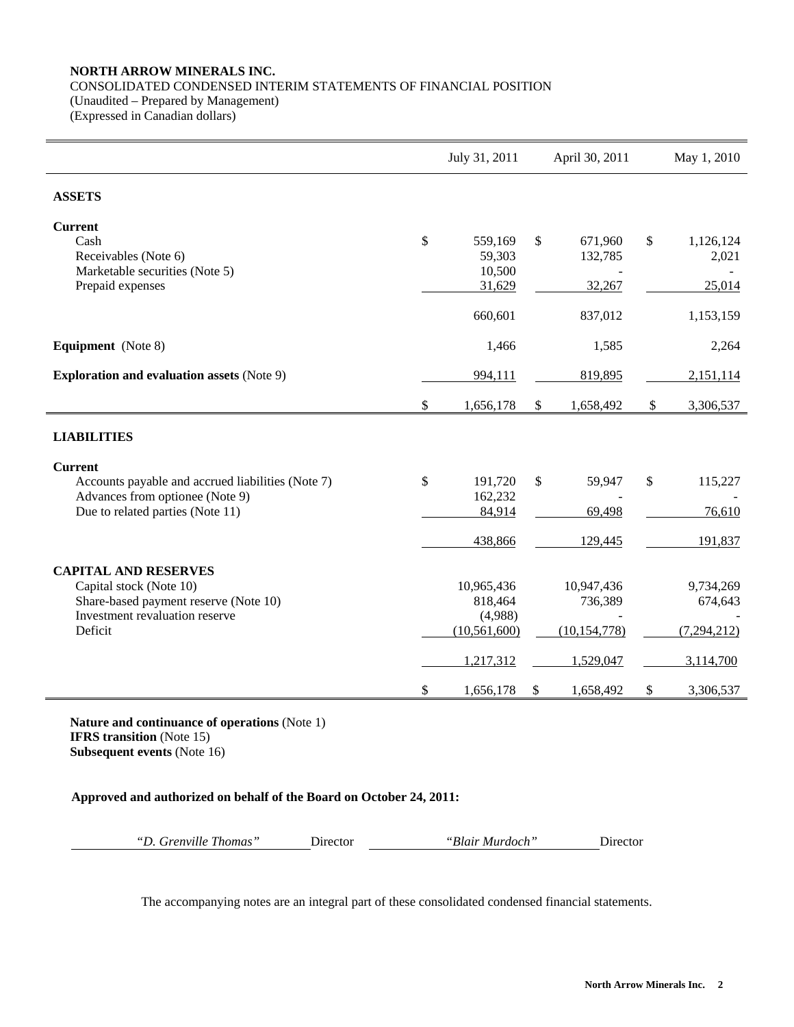**NORTH ARROW MINERALS INC.**
CONSOLIDATED CONDENSED INTERIM STATEMENTS OF FINANCIAL POSITION
(Unaudited – Prepared by Management)
(Expressed in Canadian dollars)

| | July 31, 2011 | April 30, 2011 | May 1, 2010 |
|---|---|---|---|
| **ASSETS** | | | |
| **Current** | | | |
| Cash | $ 559,169 | $ 671,960 | $ 1,126,124 |
| Receivables (Note 6) | 59,303 | 132,785 | 2,021 |
| Marketable securities (Note 5) | 10,500 | - | - |
| Prepaid expenses | 31,629 | 32,267 | 25,014 |
| | 660,601 | 837,012 | 1,153,159 |
| **Equipment** (Note 8) | 1,466 | 1,585 | 2,264 |
| **Exploration and evaluation assets** (Note 9) | 994,111 | 819,895 | 2,151,114 |
| | $ 1,656,178 | $ 1,658,492 | $ 3,306,537 |
| **LIABILITIES** | | | |
| **Current** | | | |
| Accounts payable and accrued liabilities (Note 7) | $ 191,720 | $ 59,947 | $ 115,227 |
| Advances from optionee (Note 9) | 162,232 | - | - |
| Due to related parties (Note 11) | 84,914 | 69,498 | 76,610 |
| | 438,866 | 129,445 | 191,837 |
| **CAPITAL AND RESERVES** | | | |
| Capital stock (Note 10) | 10,965,436 | 10,947,436 | 9,734,269 |
| Share-based payment reserve (Note 10) | 818,464 | 736,389 | 674,643 |
| Investment revaluation reserve | (4,988) | - | - |
| Deficit | (10,561,600) | (10,154,778) | (7,294,212) |
| | 1,217,312 | 1,529,047 | 3,114,700 |
| | $ 1,656,178 | $ 1,658,492 | $ 3,306,537 |

**Nature and continuance of operations** (Note 1)
**IFRS transition** (Note 15)
**Subsequent events** (Note 16)

**Approved and authorized on behalf of the Board on October 24, 2011:**

*"D. Grenville Thomas"* Director *"Blair Murdoch"* Director

The accompanying notes are an integral part of these consolidated condensed financial statements.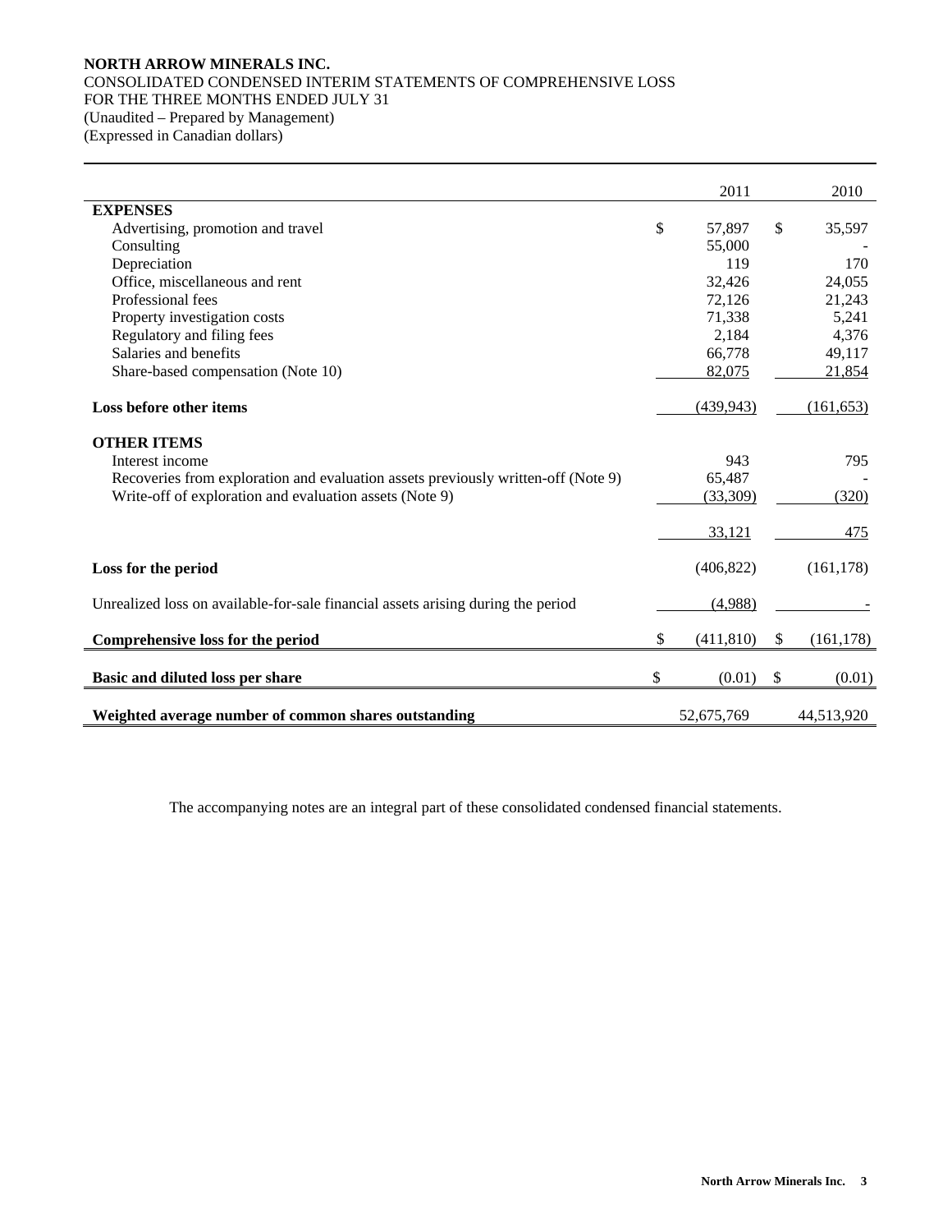**NORTH ARROW MINERALS INC.**
CONSOLIDATED CONDENSED INTERIM STATEMENTS OF COMPREHENSIVE LOSS
FOR THE THREE MONTHS ENDED JULY 31
(Unaudited – Prepared by Management)
(Expressed in Canadian dollars)

| | 2011 | 2010 |
|---|---|---|
| **EXPENSES** | | |
| Advertising, promotion and travel | $ 57,897 | $ 35,597 |
| Consulting | 55,000 | - |
| Depreciation | 119 | 170 |
| Office, miscellaneous and rent | 32,426 | 24,055 |
| Professional fees | 72,126 | 21,243 |
| Property investigation costs | 71,338 | 5,241 |
| Regulatory and filing fees | 2,184 | 4,376 |
| Salaries and benefits | 66,778 | 49,117 |
| Share-based compensation (Note 10) | 82,075 | 21,854 |
| **Loss before other items** | (439,943) | (161,653) |
| **OTHER ITEMS** | | |
| Interest income | 943 | 795 |
| Recoveries from exploration and evaluation assets previously written-off (Note 9) | 65,487 | - |
| Write-off of exploration and evaluation assets (Note 9) | (33,309) | (320) |
| | 33,121 | 475 |
| **Loss for the period** | (406,822) | (161,178) |
| Unrealized loss on available-for-sale financial assets arising during the period | (4,988) | - |
| **Comprehensive loss for the period** | $ (411,810) | $ (161,178) |
| **Basic and diluted loss per share** | $ (0.01) | $ (0.01) |
| **Weighted average number of common shares outstanding** | 52,675,769 | 44,513,920 |

The accompanying notes are an integral part of these consolidated condensed financial statements.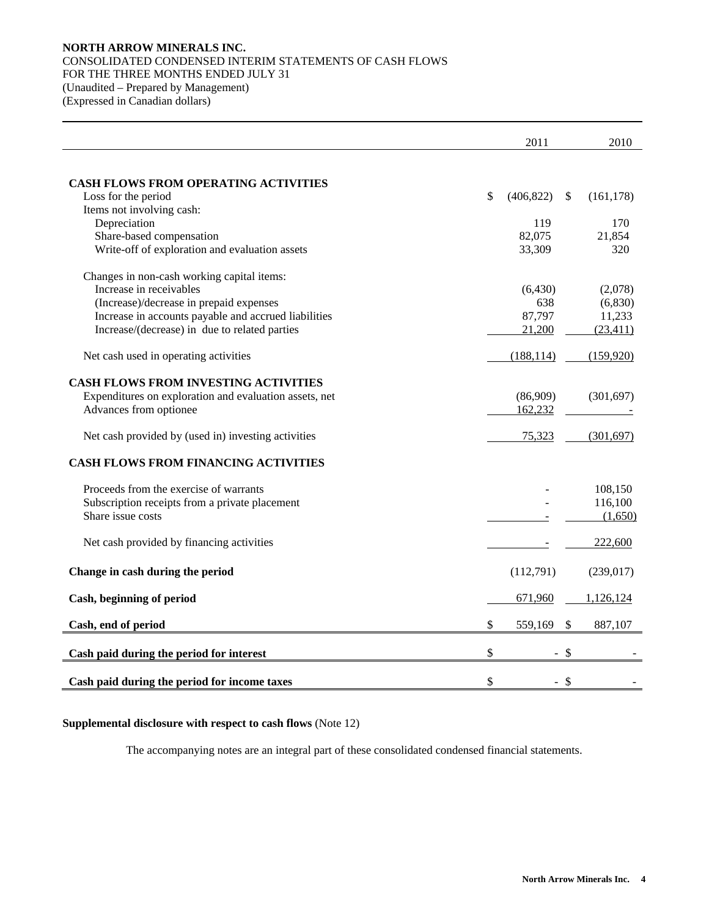**NORTH ARROW MINERALS INC.**
CONSOLIDATED CONDENSED INTERIM STATEMENTS OF CASH FLOWS
FOR THE THREE MONTHS ENDED JULY 31
(Unaudited – Prepared by Management)
(Expressed in Canadian dollars)

| | 2011 | 2010 |
|---|---|---|
| **CASH FLOWS FROM OPERATING ACTIVITIES** | | |
| Loss for the period | $ (406,822) | $ (161,178) |
| Items not involving cash: | | |
| Depreciation | 119 | 170 |
| Share-based compensation | 82,075 | 21,854 |
| Write-off of exploration and evaluation assets | 33,309 | 320 |
| Changes in non-cash working capital items: | | |
| Increase in receivables | (6,430) | (2,078) |
| (Increase)/decrease in prepaid expenses | 638 | (6,830) |
| Increase in accounts payable and accrued liabilities | 87,797 | 11,233 |
| Increase/(decrease) in due to related parties | 21,200 | (23,411) |
| Net cash used in operating activities | (188,114) | (159,920) |
| **CASH FLOWS FROM INVESTING ACTIVITIES** | | |
| Expenditures on exploration and evaluation assets, net | (86,909) | (301,697) |
| Advances from optionee | 162,232 | - |
| Net cash provided by (used in) investing activities | 75,323 | (301,697) |
| **CASH FLOWS FROM FINANCING ACTIVITIES** | | |
| Proceeds from the exercise of warrants | - | 108,150 |
| Subscription receipts from a private placement | - | 116,100 |
| Share issue costs | - | (1,650) |
| Net cash provided by financing activities | - | 222,600 |
| **Change in cash during the period** | (112,791) | (239,017) |
| **Cash, beginning of period** | 671,960 | 1,126,124 |
| **Cash, end of period** | $ 559,169 | $ 887,107 |
| **Cash paid during the period for interest** | $ - | $ - |
| **Cash paid during the period for income taxes** | $ - | $ - |

**Supplemental disclosure with respect to cash flows** (Note 12)

The accompanying notes are an integral part of these consolidated condensed financial statements.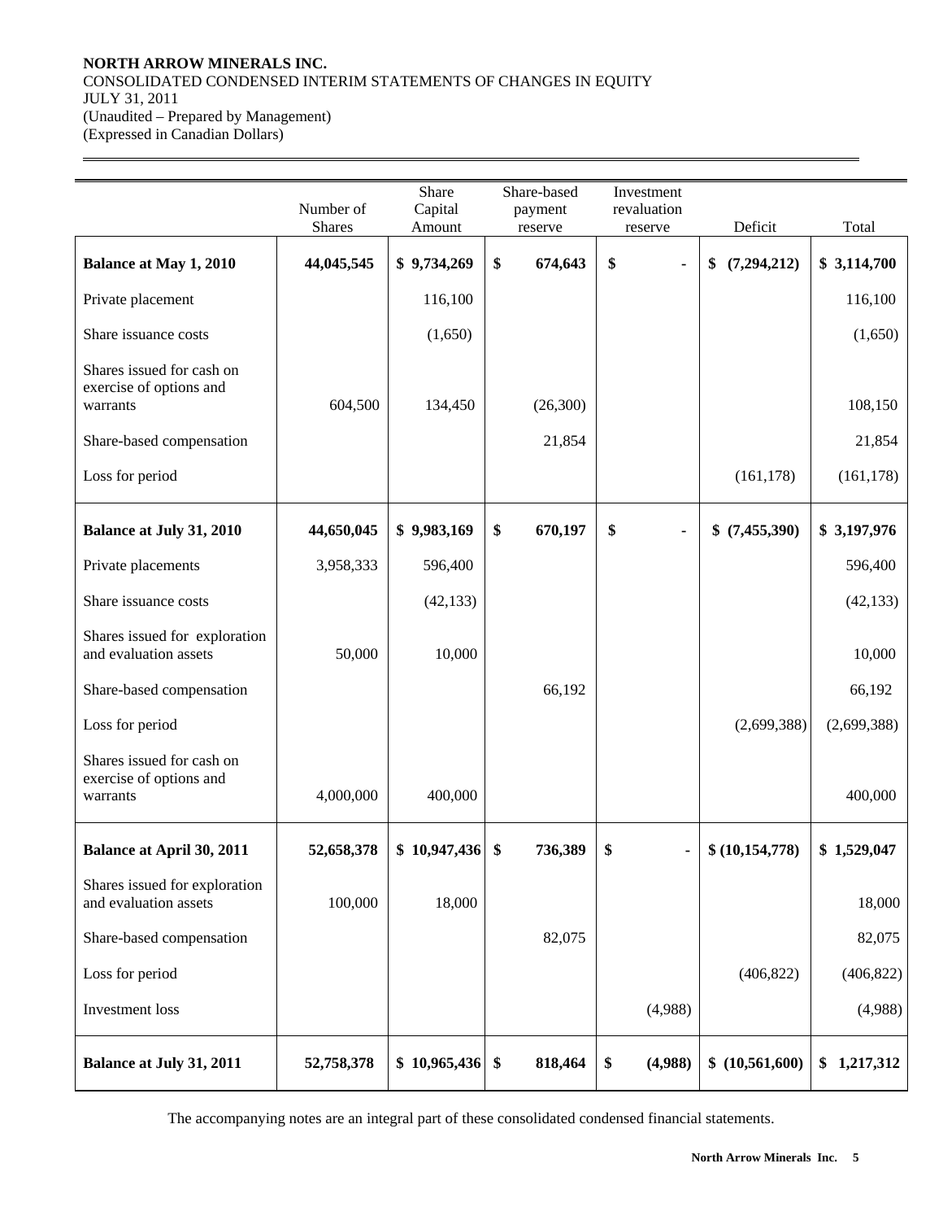**NORTH ARROW MINERALS INC.**
CONSOLIDATED CONDENSED INTERIM STATEMENTS OF CHANGES IN EQUITY
JULY 31, 2011
(Unaudited – Prepared by Management)
(Expressed in Canadian Dollars)

| | Number of Shares | Share Capital Amount | Share-based payment reserve | Investment revaluation reserve | Deficit | Total |
|---|---|---|---|---|---|---|
| **Balance at May 1, 2010** | **44,045,545** | **$ 9,734,269** | **$ 674,643** | **$ -** | **$ (7,294,212)** | **$ 3,114,700** |
| Private placement | | 116,100 | | | | 116,100 |
| Share issuance costs | | (1,650) | | | | (1,650) |
| Shares issued for cash on exercise of options and warrants | 604,500 | 134,450 | (26,300) | | | 108,150 |
| Share-based compensation | | | 21,854 | | | 21,854 |
| Loss for period | | | | | (161,178) | (161,178) |
| **Balance at July 31, 2010** | **44,650,045** | **$ 9,983,169** | **$ 670,197** | **$ -** | **$ (7,455,390)** | **$ 3,197,976** |
| Private placements | 3,958,333 | 596,400 | | | | 596,400 |
| Share issuance costs | | (42,133) | | | | (42,133) |
| Shares issued for exploration and evaluation assets | 50,000 | 10,000 | | | | 10,000 |
| Share-based compensation | | | 66,192 | | | 66,192 |
| Loss for period | | | | | (2,699,388) | (2,699,388) |
| Shares issued for cash on exercise of options and warrants | 4,000,000 | 400,000 | | | | 400,000 |
| **Balance at April 30, 2011** | **52,658,378** | **$ 10,947,436** | **$ 736,389** | **$ -** | **$ (10,154,778)** | **$ 1,529,047** |
| Shares issued for exploration and evaluation assets | 100,000 | 18,000 | | | | 18,000 |
| Share-based compensation | | | 82,075 | | | 82,075 |
| Loss for period | | | | | (406,822) | (406,822) |
| Investment loss | | | | (4,988) | | (4,988) |
| **Balance at July 31, 2011** | **52,758,378** | **$ 10,965,436** | **$ 818,464** | **$ (4,988)** | **$ (10,561,600)** | **$ 1,217,312** |

The accompanying notes are an integral part of these consolidated condensed financial statements.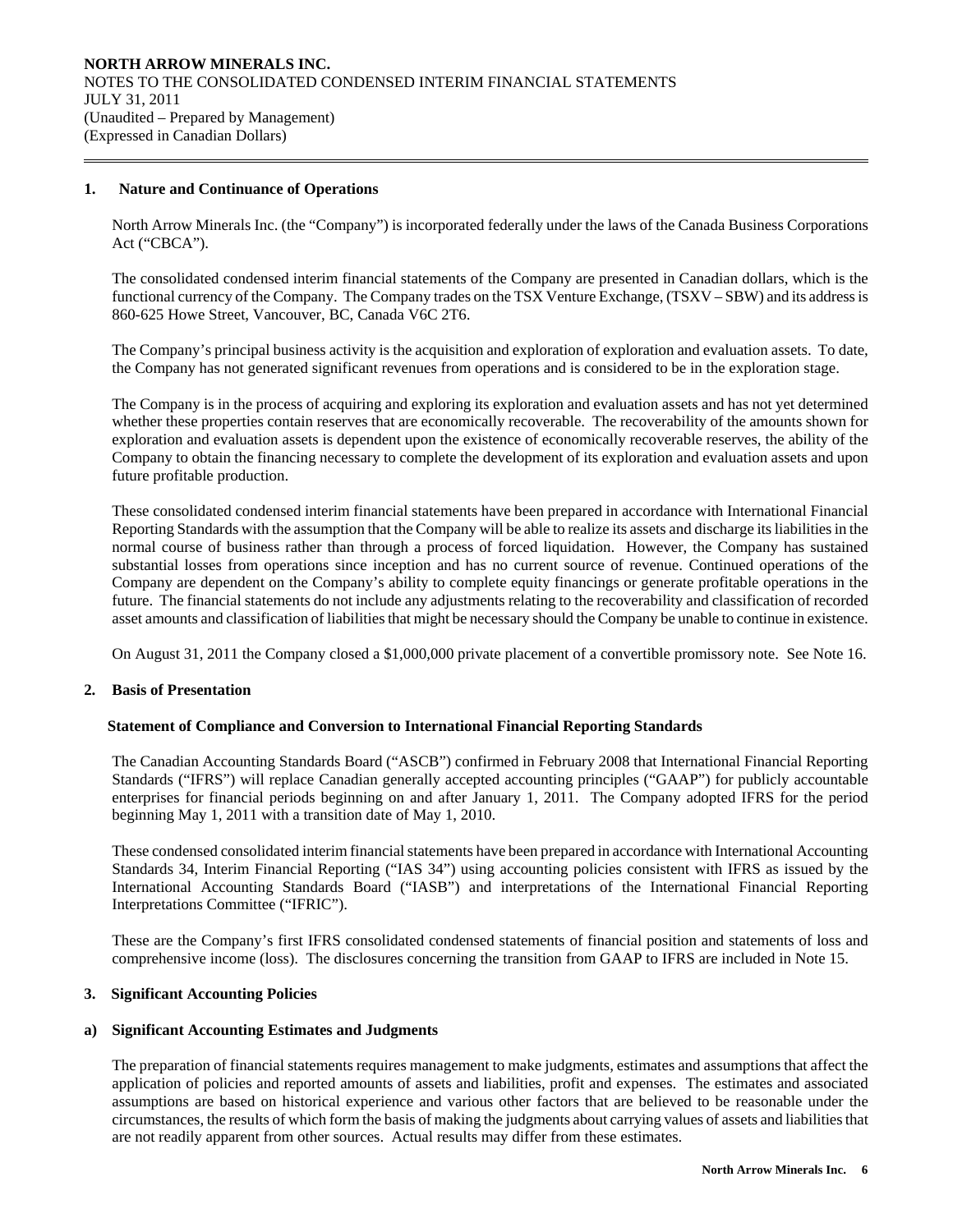## 1. Nature and Continuance of Operations

North Arrow Minerals Inc. (the "Company") is incorporated federally under the laws of the Canada Business Corporations Act ("CBCA").

The consolidated condensed interim financial statements of the Company are presented in Canadian dollars, which is the functional currency of the Company. The Company trades on the TSX Venture Exchange, (TSXV – SBW) and its address is 860-625 Howe Street, Vancouver, BC, Canada V6C 2T6.

The Company's principal business activity is the acquisition and exploration of exploration and evaluation assets. To date, the Company has not generated significant revenues from operations and is considered to be in the exploration stage.

The Company is in the process of acquiring and exploring its exploration and evaluation assets and has not yet determined whether these properties contain reserves that are economically recoverable. The recoverability of the amounts shown for exploration and evaluation assets is dependent upon the existence of economically recoverable reserves, the ability of the Company to obtain the financing necessary to complete the development of its exploration and evaluation assets and upon future profitable production.

These consolidated condensed interim financial statements have been prepared in accordance with International Financial Reporting Standards with the assumption that the Company will be able to realize its assets and discharge its liabilities in the normal course of business rather than through a process of forced liquidation. However, the Company has sustained substantial losses from operations since inception and has no current source of revenue. Continued operations of the Company are dependent on the Company's ability to complete equity financings or generate profitable operations in the future. The financial statements do not include any adjustments relating to the recoverability and classification of recorded asset amounts and classification of liabilities that might be necessary should the Company be unable to continue in existence.

On August 31, 2011 the Company closed a $1,000,000 private placement of a convertible promissory note. See Note 16.

## 2. Basis of Presentation

### Statement of Compliance and Conversion to International Financial Reporting Standards

The Canadian Accounting Standards Board ("ASCB") confirmed in February 2008 that International Financial Reporting Standards ("IFRS") will replace Canadian generally accepted accounting principles ("GAAP") for publicly accountable enterprises for financial periods beginning on and after January 1, 2011. The Company adopted IFRS for the period beginning May 1, 2011 with a transition date of May 1, 2010.

These condensed consolidated interim financial statements have been prepared in accordance with International Accounting Standards 34, Interim Financial Reporting ("IAS 34") using accounting policies consistent with IFRS as issued by the International Accounting Standards Board ("IASB") and interpretations of the International Financial Reporting Interpretations Committee ("IFRIC").

These are the Company's first IFRS consolidated condensed statements of financial position and statements of loss and comprehensive income (loss). The disclosures concerning the transition from GAAP to IFRS are included in Note 15.

## 3. Significant Accounting Policies

### a) Significant Accounting Estimates and Judgments

The preparation of financial statements requires management to make judgments, estimates and assumptions that affect the application of policies and reported amounts of assets and liabilities, profit and expenses. The estimates and associated assumptions are based on historical experience and various other factors that are believed to be reasonable under the circumstances, the results of which form the basis of making the judgments about carrying values of assets and liabilities that are not readily apparent from other sources. Actual results may differ from these estimates.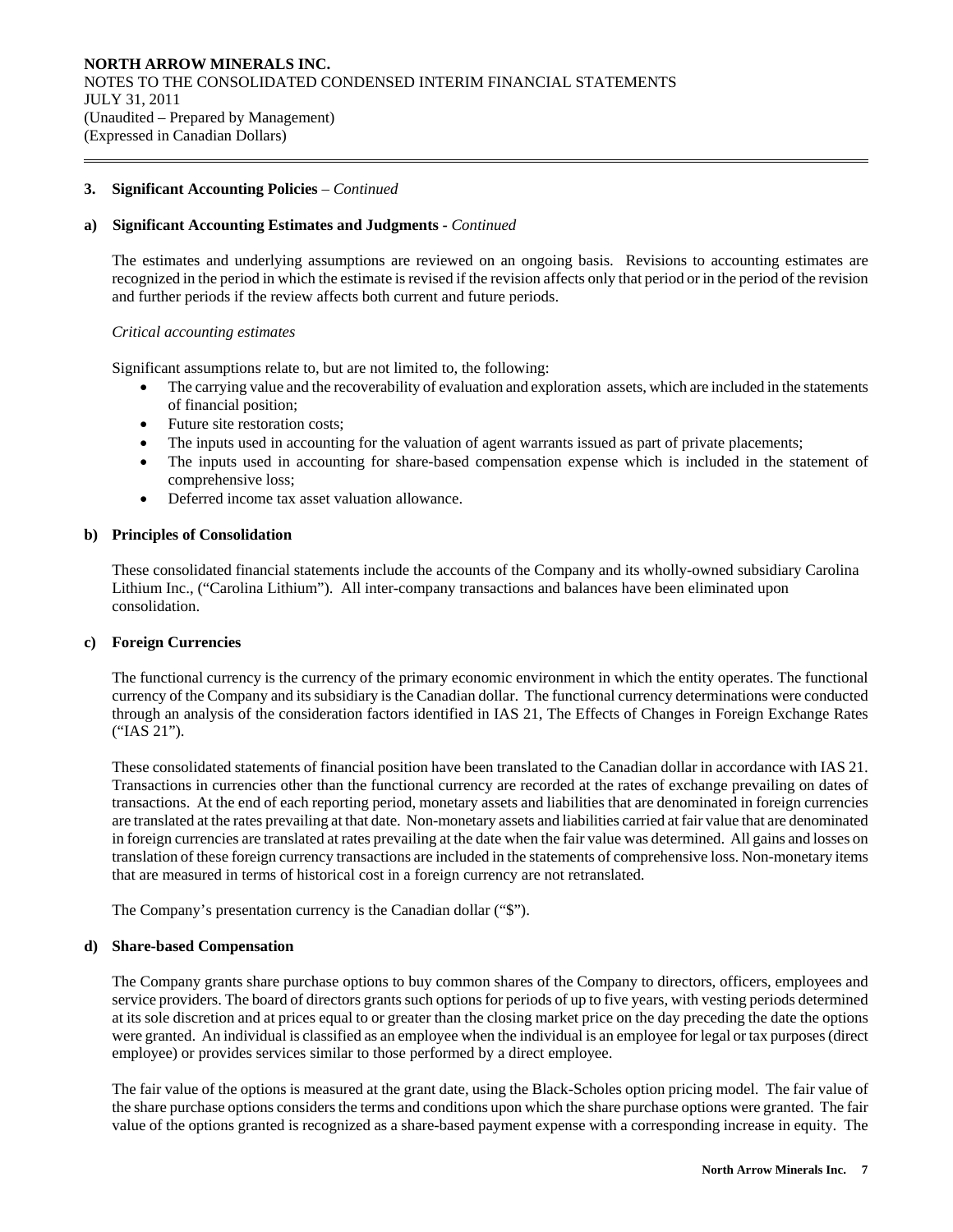### 3. Significant Accounting Policies – *Continued*

#### a) Significant Accounting Estimates and Judgments - *Continued*

The estimates and underlying assumptions are reviewed on an ongoing basis. Revisions to accounting estimates are recognized in the period in which the estimate is revised if the revision affects only that period or in the period of the revision and further periods if the review affects both current and future periods.

*Critical accounting estimates*

Significant assumptions relate to, but are not limited to, the following:

- The carrying value and the recoverability of evaluation and exploration assets, which are included in the statements of financial position;
- Future site restoration costs;
- The inputs used in accounting for the valuation of agent warrants issued as part of private placements;
- The inputs used in accounting for share-based compensation expense which is included in the statement of comprehensive loss;
- Deferred income tax asset valuation allowance.

#### b) Principles of Consolidation

These consolidated financial statements include the accounts of the Company and its wholly-owned subsidiary Carolina Lithium Inc., ("Carolina Lithium"). All inter-company transactions and balances have been eliminated upon consolidation.

#### c) Foreign Currencies

The functional currency is the currency of the primary economic environment in which the entity operates. The functional currency of the Company and its subsidiary is the Canadian dollar. The functional currency determinations were conducted through an analysis of the consideration factors identified in IAS 21, The Effects of Changes in Foreign Exchange Rates ("IAS 21").

These consolidated statements of financial position have been translated to the Canadian dollar in accordance with IAS 21. Transactions in currencies other than the functional currency are recorded at the rates of exchange prevailing on dates of transactions. At the end of each reporting period, monetary assets and liabilities that are denominated in foreign currencies are translated at the rates prevailing at that date. Non-monetary assets and liabilities carried at fair value that are denominated in foreign currencies are translated at rates prevailing at the date when the fair value was determined. All gains and losses on translation of these foreign currency transactions are included in the statements of comprehensive loss. Non-monetary items that are measured in terms of historical cost in a foreign currency are not retranslated.

The Company's presentation currency is the Canadian dollar ("$").

#### d) Share-based Compensation

The Company grants share purchase options to buy common shares of the Company to directors, officers, employees and service providers. The board of directors grants such options for periods of up to five years, with vesting periods determined at its sole discretion and at prices equal to or greater than the closing market price on the day preceding the date the options were granted. An individual is classified as an employee when the individual is an employee for legal or tax purposes (direct employee) or provides services similar to those performed by a direct employee.

The fair value of the options is measured at the grant date, using the Black-Scholes option pricing model. The fair value of the share purchase options considers the terms and conditions upon which the share purchase options were granted. The fair value of the options granted is recognized as a share-based payment expense with a corresponding increase in equity. The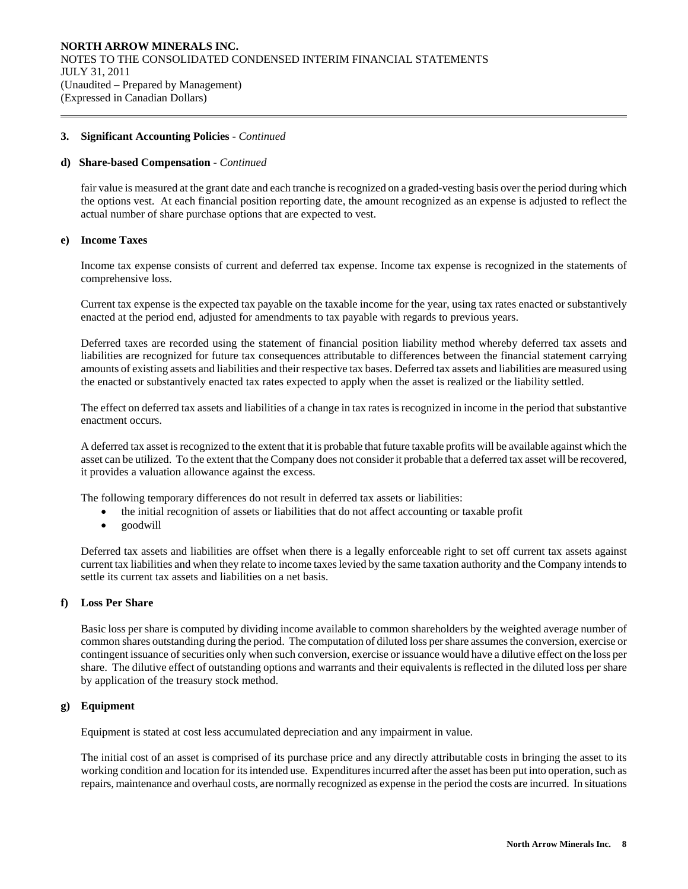### 3. Significant Accounting Policies - *Continued*

#### d) Share-based Compensation - *Continued*

fair value is measured at the grant date and each tranche is recognized on a graded-vesting basis over the period during which the options vest. At each financial position reporting date, the amount recognized as an expense is adjusted to reflect the actual number of share purchase options that are expected to vest.

#### e) Income Taxes

Income tax expense consists of current and deferred tax expense. Income tax expense is recognized in the statements of comprehensive loss.

Current tax expense is the expected tax payable on the taxable income for the year, using tax rates enacted or substantively enacted at the period end, adjusted for amendments to tax payable with regards to previous years.

Deferred taxes are recorded using the statement of financial position liability method whereby deferred tax assets and liabilities are recognized for future tax consequences attributable to differences between the financial statement carrying amounts of existing assets and liabilities and their respective tax bases. Deferred tax assets and liabilities are measured using the enacted or substantively enacted tax rates expected to apply when the asset is realized or the liability settled.

The effect on deferred tax assets and liabilities of a change in tax rates is recognized in income in the period that substantive enactment occurs.

A deferred tax asset is recognized to the extent that it is probable that future taxable profits will be available against which the asset can be utilized. To the extent that the Company does not consider it probable that a deferred tax asset will be recovered, it provides a valuation allowance against the excess.

The following temporary differences do not result in deferred tax assets or liabilities:

- the initial recognition of assets or liabilities that do not affect accounting or taxable profit
- goodwill

Deferred tax assets and liabilities are offset when there is a legally enforceable right to set off current tax assets against current tax liabilities and when they relate to income taxes levied by the same taxation authority and the Company intends to settle its current tax assets and liabilities on a net basis.

#### f) Loss Per Share

Basic loss per share is computed by dividing income available to common shareholders by the weighted average number of common shares outstanding during the period. The computation of diluted loss per share assumes the conversion, exercise or contingent issuance of securities only when such conversion, exercise or issuance would have a dilutive effect on the loss per share. The dilutive effect of outstanding options and warrants and their equivalents is reflected in the diluted loss per share by application of the treasury stock method.

#### g) Equipment

Equipment is stated at cost less accumulated depreciation and any impairment in value.

The initial cost of an asset is comprised of its purchase price and any directly attributable costs in bringing the asset to its working condition and location for its intended use. Expenditures incurred after the asset has been put into operation, such as repairs, maintenance and overhaul costs, are normally recognized as expense in the period the costs are incurred. In situations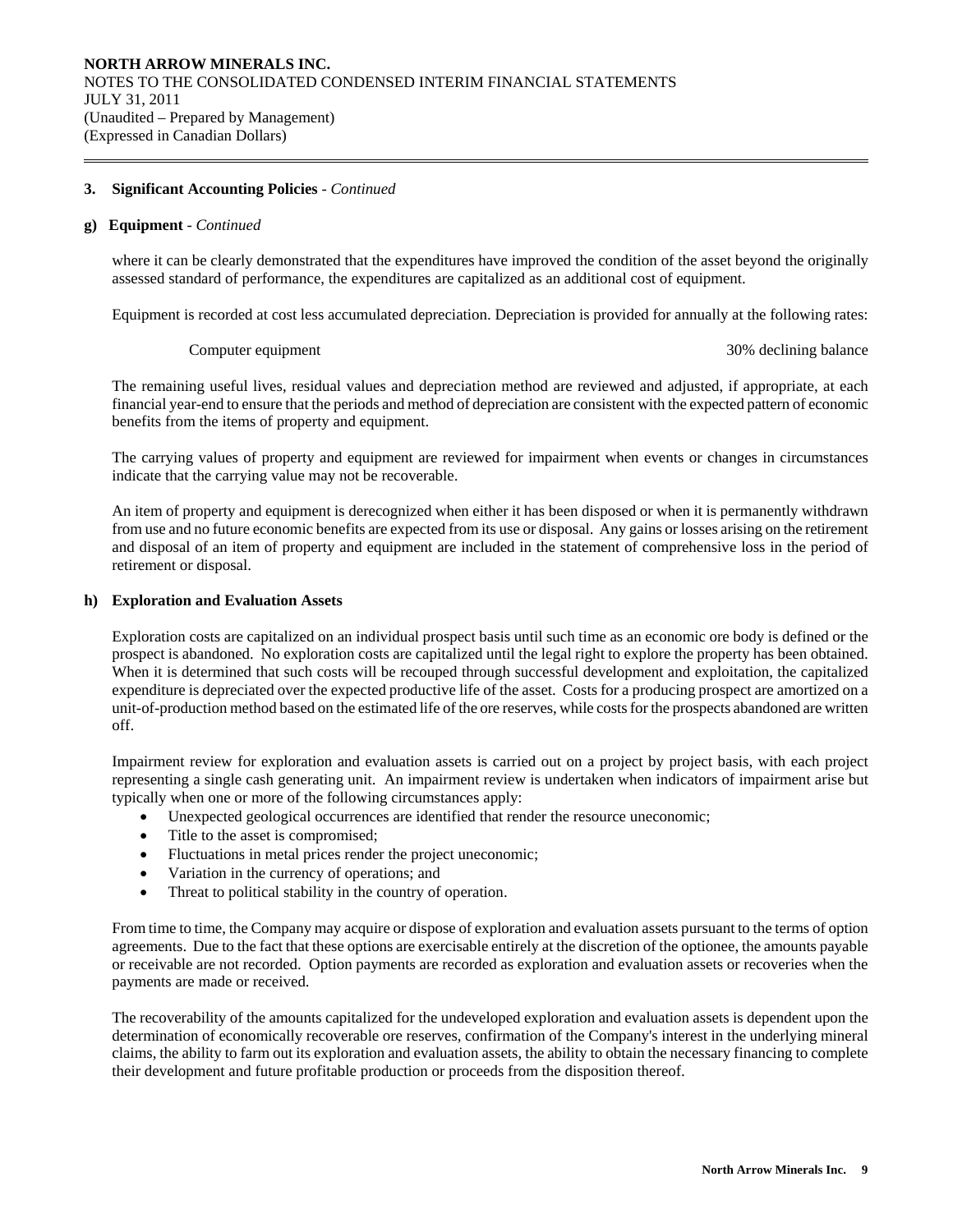**3. Significant Accounting Policies** - *Continued*

**g) Equipment** - *Continued*

where it can be clearly demonstrated that the expenditures have improved the condition of the asset beyond the originally assessed standard of performance, the expenditures are capitalized as an additional cost of equipment.

Equipment is recorded at cost less accumulated depreciation. Depreciation is provided for annually at the following rates:

| | |
|---|---|
| Computer equipment | 30% declining balance |

The remaining useful lives, residual values and depreciation method are reviewed and adjusted, if appropriate, at each financial year-end to ensure that the periods and method of depreciation are consistent with the expected pattern of economic benefits from the items of property and equipment.

The carrying values of property and equipment are reviewed for impairment when events or changes in circumstances indicate that the carrying value may not be recoverable.

An item of property and equipment is derecognized when either it has been disposed or when it is permanently withdrawn from use and no future economic benefits are expected from its use or disposal. Any gains or losses arising on the retirement and disposal of an item of property and equipment are included in the statement of comprehensive loss in the period of retirement or disposal.

**h) Exploration and Evaluation Assets**

Exploration costs are capitalized on an individual prospect basis until such time as an economic ore body is defined or the prospect is abandoned. No exploration costs are capitalized until the legal right to explore the property has been obtained. When it is determined that such costs will be recouped through successful development and exploitation, the capitalized expenditure is depreciated over the expected productive life of the asset. Costs for a producing prospect are amortized on a unit-of-production method based on the estimated life of the ore reserves, while costs for the prospects abandoned are written off.

Impairment review for exploration and evaluation assets is carried out on a project by project basis, with each project representing a single cash generating unit. An impairment review is undertaken when indicators of impairment arise but typically when one or more of the following circumstances apply:

- Unexpected geological occurrences are identified that render the resource uneconomic;
- Title to the asset is compromised;
- Fluctuations in metal prices render the project uneconomic;
- Variation in the currency of operations; and
- Threat to political stability in the country of operation.

From time to time, the Company may acquire or dispose of exploration and evaluation assets pursuant to the terms of option agreements. Due to the fact that these options are exercisable entirely at the discretion of the optionee, the amounts payable or receivable are not recorded. Option payments are recorded as exploration and evaluation assets or recoveries when the payments are made or received.

The recoverability of the amounts capitalized for the undeveloped exploration and evaluation assets is dependent upon the determination of economically recoverable ore reserves, confirmation of the Company's interest in the underlying mineral claims, the ability to farm out its exploration and evaluation assets, the ability to obtain the necessary financing to complete their development and future profitable production or proceeds from the disposition thereof.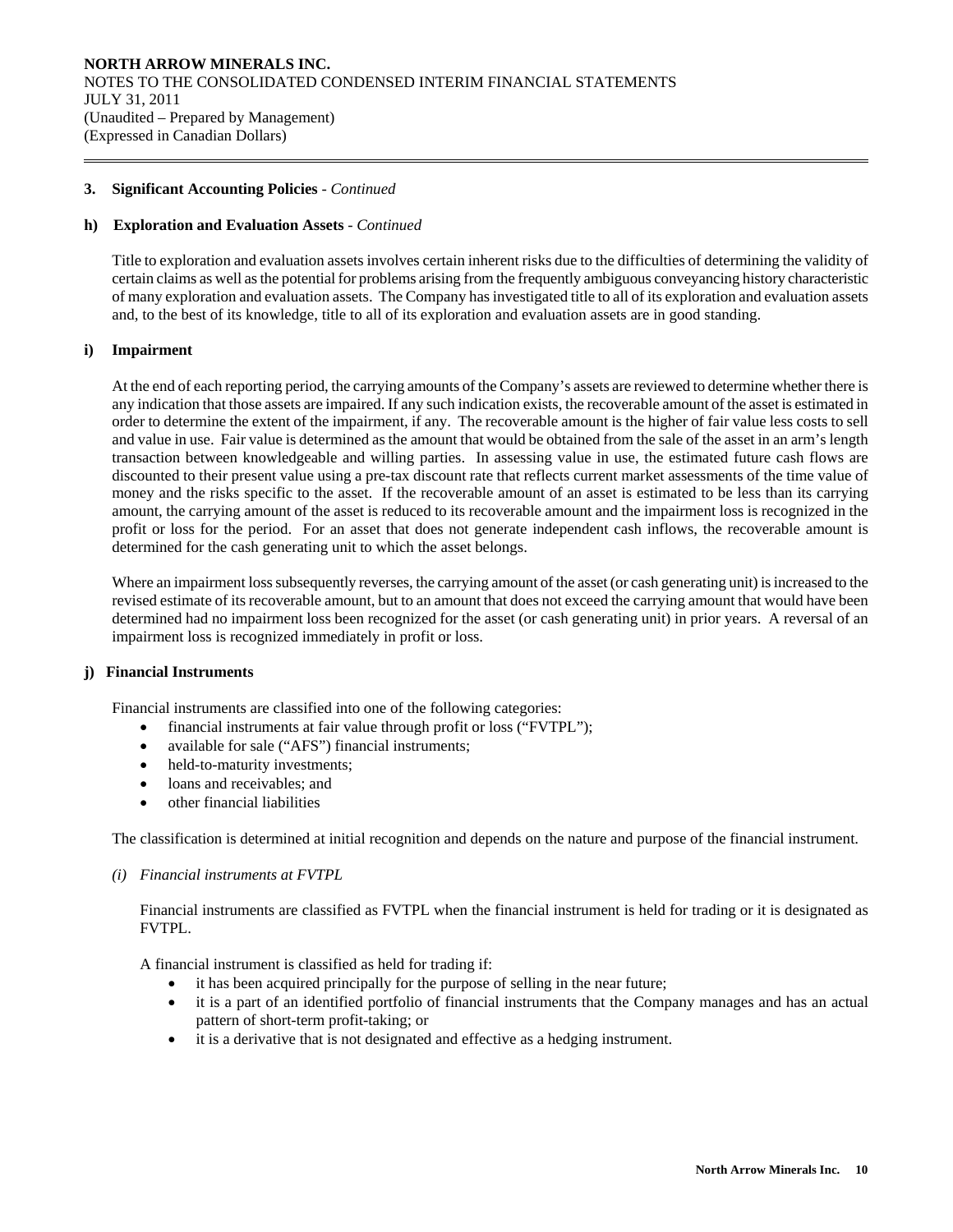**3. Significant Accounting Policies** - *Continued*

**h) Exploration and Evaluation Assets** - *Continued*

Title to exploration and evaluation assets involves certain inherent risks due to the difficulties of determining the validity of certain claims as well as the potential for problems arising from the frequently ambiguous conveyancing history characteristic of many exploration and evaluation assets. The Company has investigated title to all of its exploration and evaluation assets and, to the best of its knowledge, title to all of its exploration and evaluation assets are in good standing.

**i) Impairment**

At the end of each reporting period, the carrying amounts of the Company's assets are reviewed to determine whether there is any indication that those assets are impaired. If any such indication exists, the recoverable amount of the asset is estimated in order to determine the extent of the impairment, if any. The recoverable amount is the higher of fair value less costs to sell and value in use. Fair value is determined as the amount that would be obtained from the sale of the asset in an arm's length transaction between knowledgeable and willing parties. In assessing value in use, the estimated future cash flows are discounted to their present value using a pre-tax discount rate that reflects current market assessments of the time value of money and the risks specific to the asset. If the recoverable amount of an asset is estimated to be less than its carrying amount, the carrying amount of the asset is reduced to its recoverable amount and the impairment loss is recognized in the profit or loss for the period. For an asset that does not generate independent cash inflows, the recoverable amount is determined for the cash generating unit to which the asset belongs.

Where an impairment loss subsequently reverses, the carrying amount of the asset (or cash generating unit) is increased to the revised estimate of its recoverable amount, but to an amount that does not exceed the carrying amount that would have been determined had no impairment loss been recognized for the asset (or cash generating unit) in prior years. A reversal of an impairment loss is recognized immediately in profit or loss.

**j) Financial Instruments**

Financial instruments are classified into one of the following categories:

- financial instruments at fair value through profit or loss ("FVTPL");
- available for sale ("AFS") financial instruments;
- held-to-maturity investments;
- loans and receivables; and
- other financial liabilities

The classification is determined at initial recognition and depends on the nature and purpose of the financial instrument.

*(i) Financial instruments at FVTPL*

Financial instruments are classified as FVTPL when the financial instrument is held for trading or it is designated as FVTPL.

A financial instrument is classified as held for trading if:

- it has been acquired principally for the purpose of selling in the near future;
- it is a part of an identified portfolio of financial instruments that the Company manages and has an actual pattern of short-term profit-taking; or
- it is a derivative that is not designated and effective as a hedging instrument.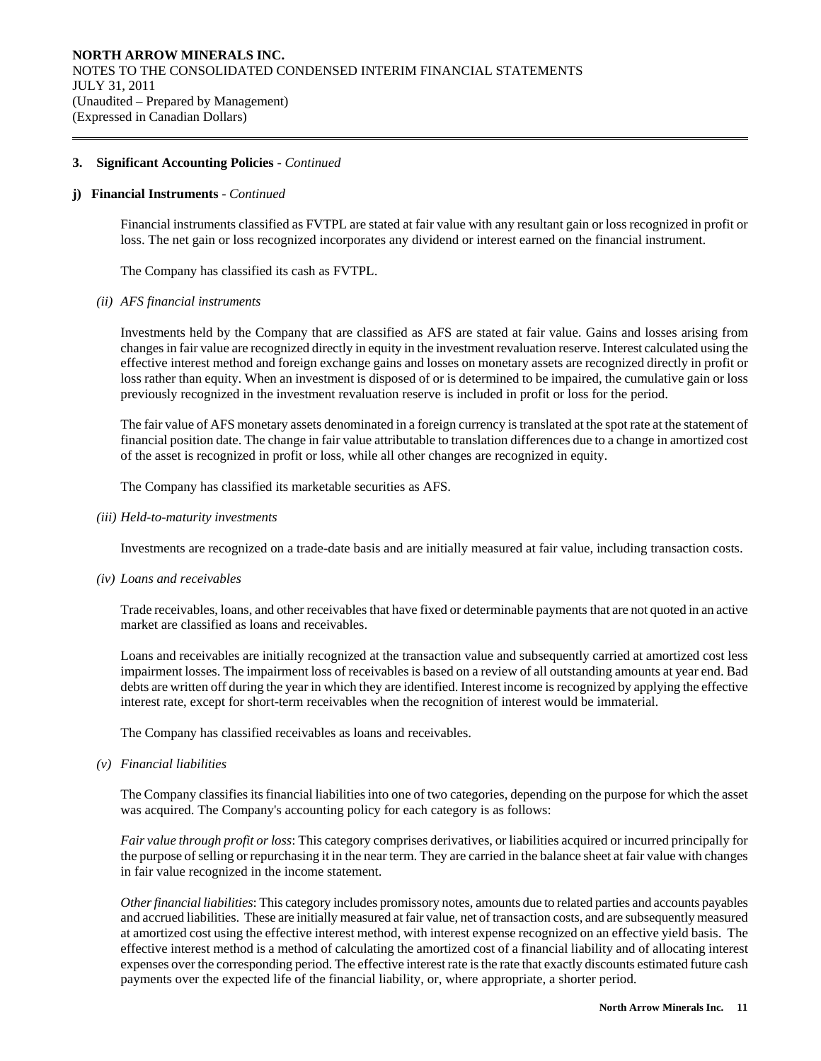## 3. Significant Accounting Policies - *Continued*

### j) Financial Instruments - *Continued*

Financial instruments classified as FVTPL are stated at fair value with any resultant gain or loss recognized in profit or loss. The net gain or loss recognized incorporates any dividend or interest earned on the financial instrument.

The Company has classified its cash as FVTPL.

*(ii) AFS financial instruments*

Investments held by the Company that are classified as AFS are stated at fair value. Gains and losses arising from changes in fair value are recognized directly in equity in the investment revaluation reserve. Interest calculated using the effective interest method and foreign exchange gains and losses on monetary assets are recognized directly in profit or loss rather than equity. When an investment is disposed of or is determined to be impaired, the cumulative gain or loss previously recognized in the investment revaluation reserve is included in profit or loss for the period.

The fair value of AFS monetary assets denominated in a foreign currency is translated at the spot rate at the statement of financial position date. The change in fair value attributable to translation differences due to a change in amortized cost of the asset is recognized in profit or loss, while all other changes are recognized in equity.

The Company has classified its marketable securities as AFS.

*(iii) Held-to-maturity investments*

Investments are recognized on a trade-date basis and are initially measured at fair value, including transaction costs.

*(iv) Loans and receivables*

Trade receivables, loans, and other receivables that have fixed or determinable payments that are not quoted in an active market are classified as loans and receivables.

Loans and receivables are initially recognized at the transaction value and subsequently carried at amortized cost less impairment losses. The impairment loss of receivables is based on a review of all outstanding amounts at year end. Bad debts are written off during the year in which they are identified. Interest income is recognized by applying the effective interest rate, except for short-term receivables when the recognition of interest would be immaterial.

The Company has classified receivables as loans and receivables.

*(v) Financial liabilities*

The Company classifies its financial liabilities into one of two categories, depending on the purpose for which the asset was acquired. The Company's accounting policy for each category is as follows:

*Fair value through profit or loss*: This category comprises derivatives, or liabilities acquired or incurred principally for the purpose of selling or repurchasing it in the near term. They are carried in the balance sheet at fair value with changes in fair value recognized in the income statement.

*Other financial liabilities*: This category includes promissory notes, amounts due to related parties and accounts payables and accrued liabilities. These are initially measured at fair value, net of transaction costs, and are subsequently measured at amortized cost using the effective interest method, with interest expense recognized on an effective yield basis. The effective interest method is a method of calculating the amortized cost of a financial liability and of allocating interest expenses over the corresponding period. The effective interest rate is the rate that exactly discounts estimated future cash payments over the expected life of the financial liability, or, where appropriate, a shorter period.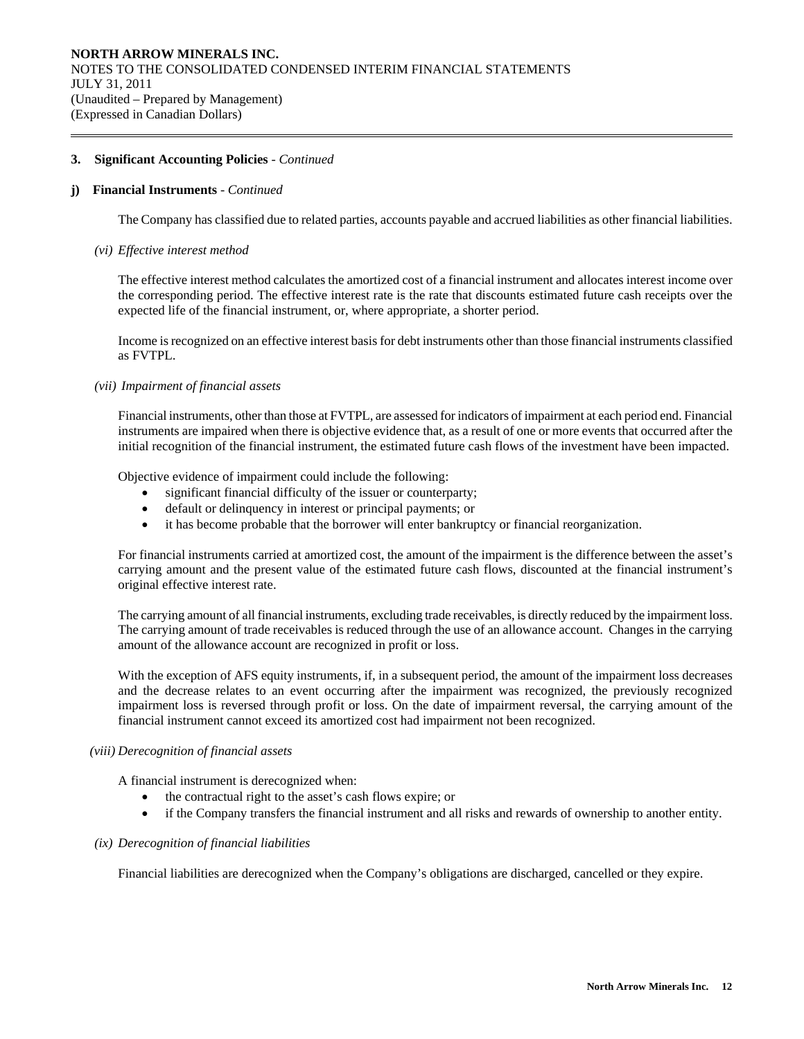### 3. Significant Accounting Policies - *Continued*

#### j) Financial Instruments - *Continued*

The Company has classified due to related parties, accounts payable and accrued liabilities as other financial liabilities.

*(vi) Effective interest method*

The effective interest method calculates the amortized cost of a financial instrument and allocates interest income over the corresponding period. The effective interest rate is the rate that discounts estimated future cash receipts over the expected life of the financial instrument, or, where appropriate, a shorter period.

Income is recognized on an effective interest basis for debt instruments other than those financial instruments classified as FVTPL.

*(vii) Impairment of financial assets*

Financial instruments, other than those at FVTPL, are assessed for indicators of impairment at each period end. Financial instruments are impaired when there is objective evidence that, as a result of one or more events that occurred after the initial recognition of the financial instrument, the estimated future cash flows of the investment have been impacted.

Objective evidence of impairment could include the following:

- significant financial difficulty of the issuer or counterparty;
- default or delinquency in interest or principal payments; or
- it has become probable that the borrower will enter bankruptcy or financial reorganization.

For financial instruments carried at amortized cost, the amount of the impairment is the difference between the asset's carrying amount and the present value of the estimated future cash flows, discounted at the financial instrument's original effective interest rate.

The carrying amount of all financial instruments, excluding trade receivables, is directly reduced by the impairment loss. The carrying amount of trade receivables is reduced through the use of an allowance account. Changes in the carrying amount of the allowance account are recognized in profit or loss.

With the exception of AFS equity instruments, if, in a subsequent period, the amount of the impairment loss decreases and the decrease relates to an event occurring after the impairment was recognized, the previously recognized impairment loss is reversed through profit or loss. On the date of impairment reversal, the carrying amount of the financial instrument cannot exceed its amortized cost had impairment not been recognized.

*(viii) Derecognition of financial assets*

A financial instrument is derecognized when:

- the contractual right to the asset's cash flows expire; or
- if the Company transfers the financial instrument and all risks and rewards of ownership to another entity.

*(ix) Derecognition of financial liabilities*

Financial liabilities are derecognized when the Company's obligations are discharged, cancelled or they expire.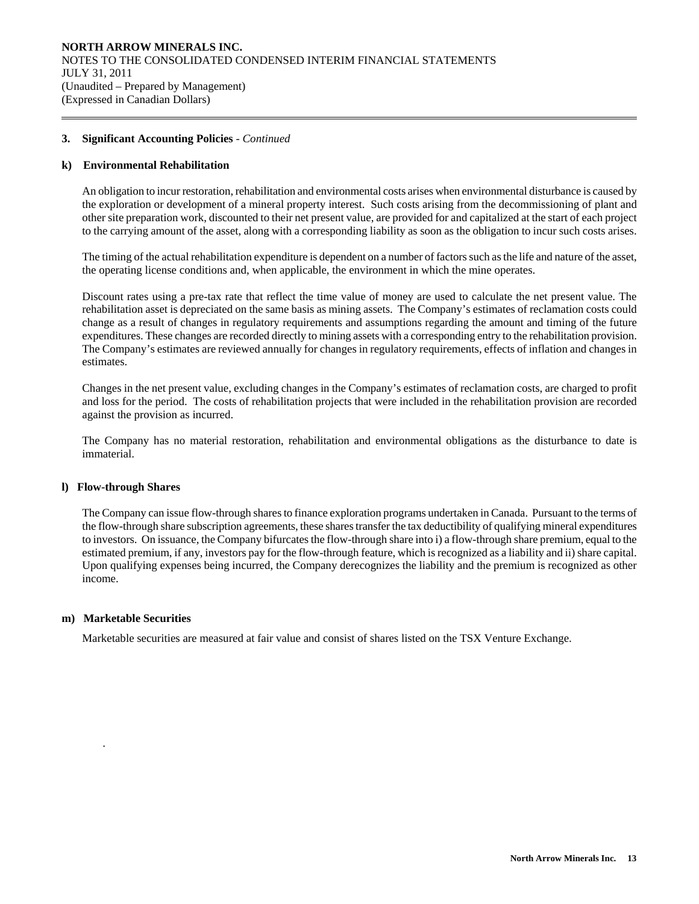### 3. Significant Accounting Policies - *Continued*

#### k) Environmental Rehabilitation

An obligation to incur restoration, rehabilitation and environmental costs arises when environmental disturbance is caused by the exploration or development of a mineral property interest. Such costs arising from the decommissioning of plant and other site preparation work, discounted to their net present value, are provided for and capitalized at the start of each project to the carrying amount of the asset, along with a corresponding liability as soon as the obligation to incur such costs arises.

The timing of the actual rehabilitation expenditure is dependent on a number of factors such as the life and nature of the asset, the operating license conditions and, when applicable, the environment in which the mine operates.

Discount rates using a pre-tax rate that reflect the time value of money are used to calculate the net present value. The rehabilitation asset is depreciated on the same basis as mining assets. The Company's estimates of reclamation costs could change as a result of changes in regulatory requirements and assumptions regarding the amount and timing of the future expenditures. These changes are recorded directly to mining assets with a corresponding entry to the rehabilitation provision. The Company's estimates are reviewed annually for changes in regulatory requirements, effects of inflation and changes in estimates.

Changes in the net present value, excluding changes in the Company's estimates of reclamation costs, are charged to profit and loss for the period. The costs of rehabilitation projects that were included in the rehabilitation provision are recorded against the provision as incurred.

The Company has no material restoration, rehabilitation and environmental obligations as the disturbance to date is immaterial.

#### l) Flow-through Shares

The Company can issue flow-through shares to finance exploration programs undertaken in Canada. Pursuant to the terms of the flow-through share subscription agreements, these shares transfer the tax deductibility of qualifying mineral expenditures to investors. On issuance, the Company bifurcates the flow-through share into i) a flow-through share premium, equal to the estimated premium, if any, investors pay for the flow-through feature, which is recognized as a liability and ii) share capital. Upon qualifying expenses being incurred, the Company derecognizes the liability and the premium is recognized as other income.

#### m) Marketable Securities

Marketable securities are measured at fair value and consist of shares listed on the TSX Venture Exchange.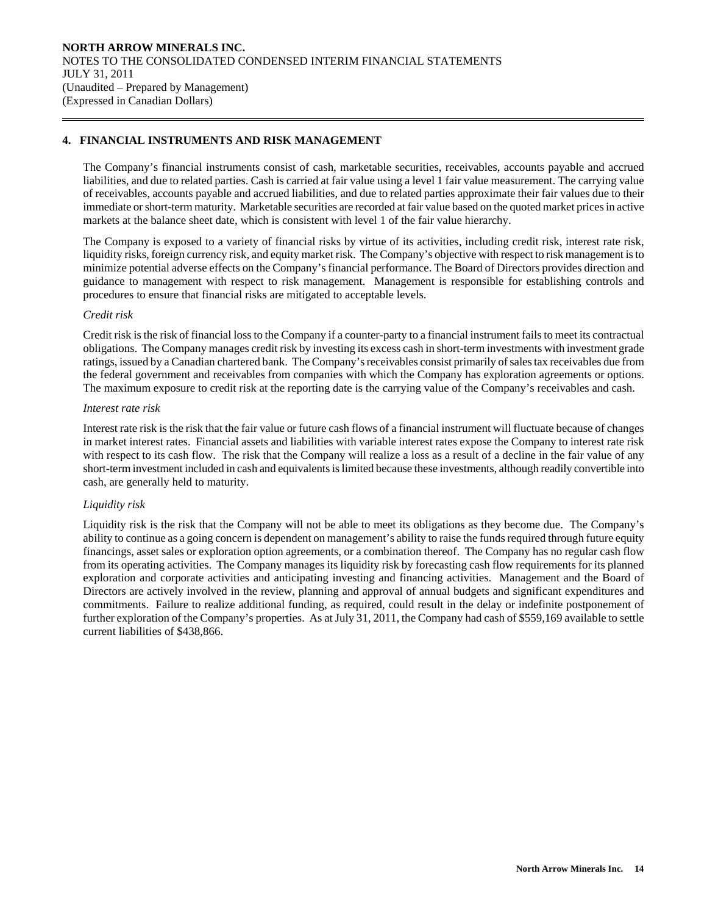**NORTH ARROW MINERALS INC.**
NOTES TO THE CONSOLIDATED CONDENSED INTERIM FINANCIAL STATEMENTS
JULY 31, 2011
(Unaudited – Prepared by Management)
(Expressed in Canadian Dollars)

## 4. FINANCIAL INSTRUMENTS AND RISK MANAGEMENT

The Company's financial instruments consist of cash, marketable securities, receivables, accounts payable and accrued liabilities, and due to related parties. Cash is carried at fair value using a level 1 fair value measurement. The carrying value of receivables, accounts payable and accrued liabilities, and due to related parties approximate their fair values due to their immediate or short-term maturity. Marketable securities are recorded at fair value based on the quoted market prices in active markets at the balance sheet date, which is consistent with level 1 of the fair value hierarchy.

The Company is exposed to a variety of financial risks by virtue of its activities, including credit risk, interest rate risk, liquidity risks, foreign currency risk, and equity market risk. The Company's objective with respect to risk management is to minimize potential adverse effects on the Company's financial performance. The Board of Directors provides direction and guidance to management with respect to risk management. Management is responsible for establishing controls and procedures to ensure that financial risks are mitigated to acceptable levels.

*Credit risk*

Credit risk is the risk of financial loss to the Company if a counter-party to a financial instrument fails to meet its contractual obligations. The Company manages credit risk by investing its excess cash in short-term investments with investment grade ratings, issued by a Canadian chartered bank. The Company's receivables consist primarily of sales tax receivables due from the federal government and receivables from companies with which the Company has exploration agreements or options. The maximum exposure to credit risk at the reporting date is the carrying value of the Company's receivables and cash.

*Interest rate risk*

Interest rate risk is the risk that the fair value or future cash flows of a financial instrument will fluctuate because of changes in market interest rates. Financial assets and liabilities with variable interest rates expose the Company to interest rate risk with respect to its cash flow. The risk that the Company will realize a loss as a result of a decline in the fair value of any short-term investment included in cash and equivalents is limited because these investments, although readily convertible into cash, are generally held to maturity.

*Liquidity risk*

Liquidity risk is the risk that the Company will not be able to meet its obligations as they become due. The Company's ability to continue as a going concern is dependent on management's ability to raise the funds required through future equity financings, asset sales or exploration option agreements, or a combination thereof. The Company has no regular cash flow from its operating activities. The Company manages its liquidity risk by forecasting cash flow requirements for its planned exploration and corporate activities and anticipating investing and financing activities. Management and the Board of Directors are actively involved in the review, planning and approval of annual budgets and significant expenditures and commitments. Failure to realize additional funding, as required, could result in the delay or indefinite postponement of further exploration of the Company's properties. As at July 31, 2011, the Company had cash of $559,169 available to settle current liabilities of $438,866.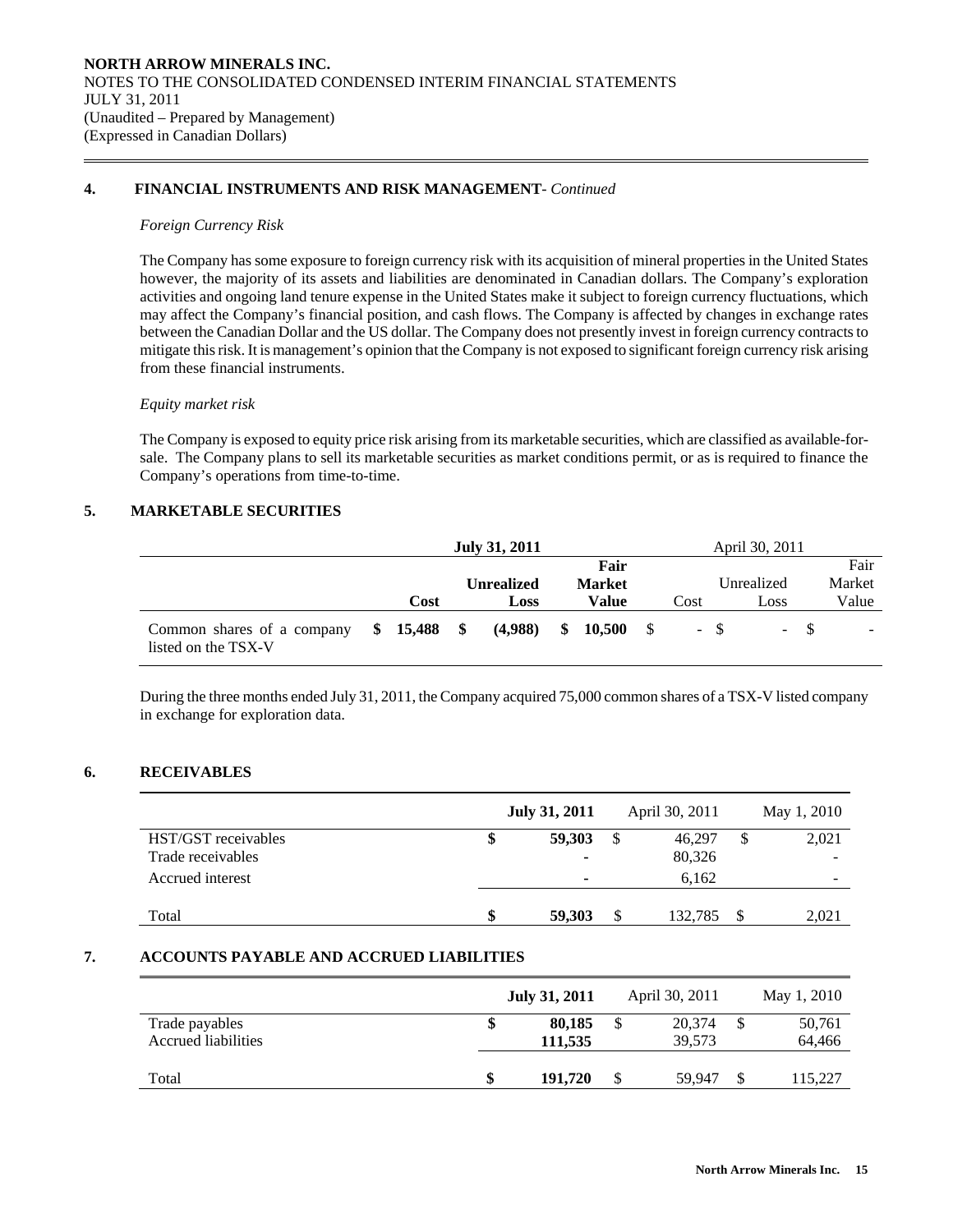**NORTH ARROW MINERALS INC.**
NOTES TO THE CONSOLIDATED CONDENSED INTERIM FINANCIAL STATEMENTS
JULY 31, 2011
(Unaudited – Prepared by Management)
(Expressed in Canadian Dollars)

## 4. FINANCIAL INSTRUMENTS AND RISK MANAGEMENT- *Continued*

*Foreign Currency Risk*

The Company has some exposure to foreign currency risk with its acquisition of mineral properties in the United States however, the majority of its assets and liabilities are denominated in Canadian dollars. The Company's exploration activities and ongoing land tenure expense in the United States make it subject to foreign currency fluctuations, which may affect the Company's financial position, and cash flows. The Company is affected by changes in exchange rates between the Canadian Dollar and the US dollar. The Company does not presently invest in foreign currency contracts to mitigate this risk. It is management's opinion that the Company is not exposed to significant foreign currency risk arising from these financial instruments.

*Equity market risk*

The Company is exposed to equity price risk arising from its marketable securities, which are classified as available-for-sale. The Company plans to sell its marketable securities as market conditions permit, or as is required to finance the Company's operations from time-to-time.

## 5. MARKETABLE SECURITIES

| | **July 31, 2011** | | | April 30, 2011 | | |
|---|---|---|---|---|---|---|
| | **Cost** | **Unrealized Loss** | **Fair Market Value** | Cost | Unrealized Loss | Fair Market Value |
| Common shares of a company listed on the TSX-V | **$ 15,488** | **$ (4,988)** | **$ 10,500** | $ - | $ - | $ - |

During the three months ended July 31, 2011, the Company acquired 75,000 common shares of a TSX-V listed company in exchange for exploration data.

## 6. RECEIVABLES

| | **July 31, 2011** | April 30, 2011 | May 1, 2010 |
|---|---|---|---|
| HST/GST receivables | **$ 59,303** | $ 46,297 | $ 2,021 |
| Trade receivables | **-** | 80,326 | - |
| Accrued interest | **-** | 6,162 | - |
| Total | **$ 59,303** | $ 132,785 | $ 2,021 |

## 7. ACCOUNTS PAYABLE AND ACCRUED LIABILITIES

| | **July 31, 2011** | April 30, 2011 | May 1, 2010 |
|---|---|---|---|
| Trade payables | **$ 80,185** | $ 20,374 | $ 50,761 |
| Accrued liabilities | **111,535** | 39,573 | 64,466 |
| Total | **$ 191,720** | $ 59,947 | $ 115,227 |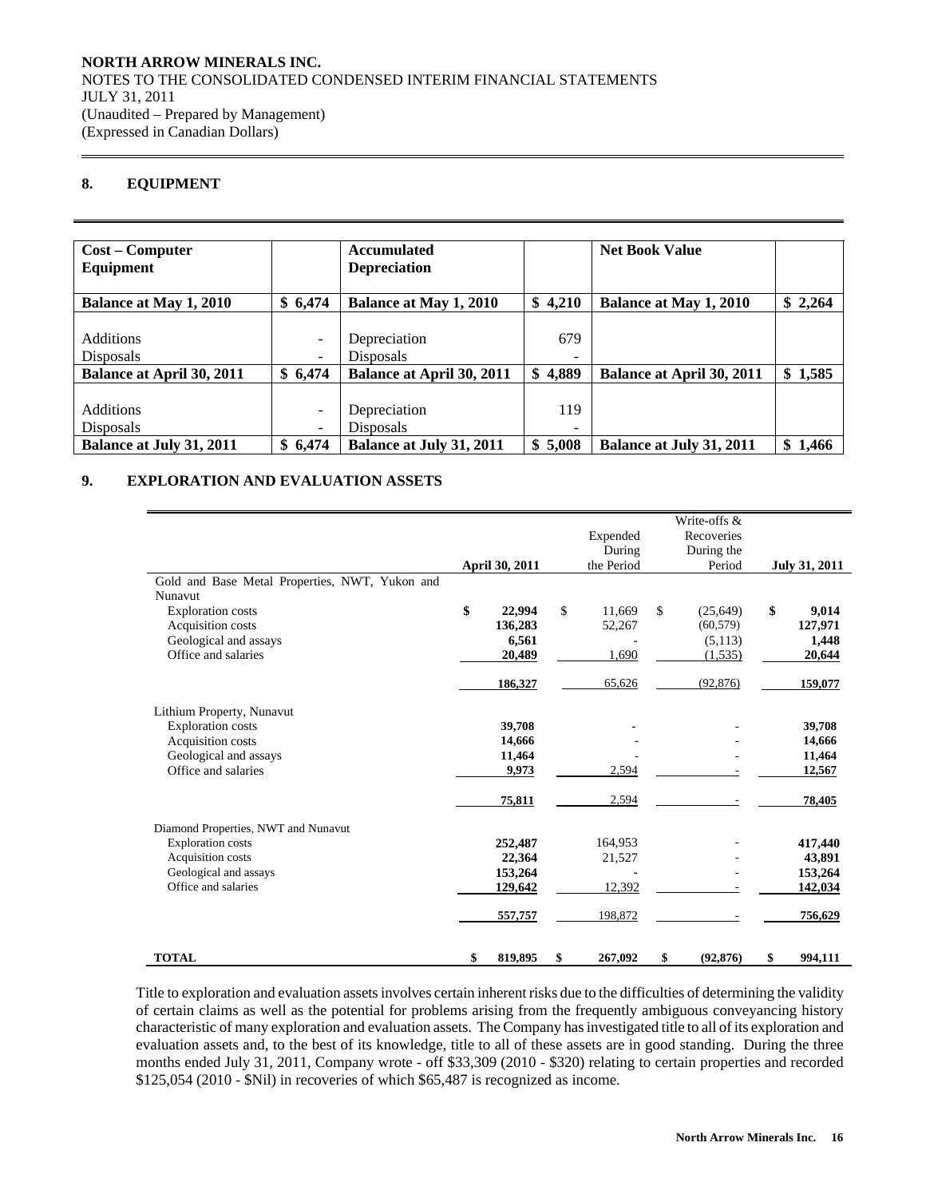**NORTH ARROW MINERALS INC.**
NOTES TO THE CONSOLIDATED CONDENSED INTERIM FINANCIAL STATEMENTS
JULY 31, 2011
(Unaudited – Prepared by Management)
(Expressed in Canadian Dollars)

## 8. EQUIPMENT

| **Cost – Computer Equipment** | | **Accumulated Depreciation** | | **Net Book Value** | |
|---|---|---|---|---|---|
| **Balance at May 1, 2010** | **$ 6,474** | **Balance at May 1, 2010** | **$ 4,210** | **Balance at May 1, 2010** | **$ 2,264** |
| Additions | - | Depreciation | 679 | | |
| Disposals | - | Disposals | - | | |
| **Balance at April 30, 2011** | **$ 6,474** | **Balance at April 30, 2011** | **$ 4,889** | **Balance at April 30, 2011** | **$ 1,585** |
| Additions | - | Depreciation | 119 | | |
| Disposals | - | Disposals | - | | |
| **Balance at July 31, 2011** | **$ 6,474** | **Balance at July 31, 2011** | **$ 5,008** | **Balance at July 31, 2011** | **$ 1,466** |

## 9. EXPLORATION AND EVALUATION ASSETS

| | **April 30, 2011** | Expended During the Period | Write-offs & Recoveries During the Period | **July 31, 2011** |
|---|---|---|---|---|
| Gold and Base Metal Properties, NWT, Yukon and Nunavut | | | | |
| Exploration costs | **$ 22,994** | $ 11,669 | $ (25,649) | **$ 9,014** |
| Acquisition costs | **136,283** | 52,267 | (60,579) | **127,971** |
| Geological and assays | **6,561** | - | (5,113) | **1,448** |
| Office and salaries | **20,489** | 1,690 | (1,535) | **20,644** |
| | **186,327** | 65,626 | (92,876) | **159,077** |
| Lithium Property, Nunavut | | | | |
| Exploration costs | **39,708** | - | - | **39,708** |
| Acquisition costs | **14,666** | - | - | **14,666** |
| Geological and assays | **11,464** | - | - | **11,464** |
| Office and salaries | **9,973** | 2,594 | - | **12,567** |
| | **75,811** | 2,594 | - | **78,405** |
| Diamond Properties, NWT and Nunavut | | | | |
| Exploration costs | **252,487** | 164,953 | - | **417,440** |
| Acquisition costs | **22,364** | 21,527 | - | **43,891** |
| Geological and assays | **153,264** | - | - | **153,264** |
| Office and salaries | **129,642** | 12,392 | - | **142,034** |
| | **557,757** | 198,872 | - | **756,629** |
| **TOTAL** | **$ 819,895** | **$ 267,092** | **$ (92,876)** | **$ 994,111** |

Title to exploration and evaluation assets involves certain inherent risks due to the difficulties of determining the validity of certain claims as well as the potential for problems arising from the frequently ambiguous conveyancing history characteristic of many exploration and evaluation assets. The Company has investigated title to all of its exploration and evaluation assets and, to the best of its knowledge, title to all of these assets are in good standing. During the three months ended July 31, 2011, Company wrote - off $33,309 (2010 - $320) relating to certain properties and recorded $125,054 (2010 - $Nil) in recoveries of which $65,487 is recognized as income.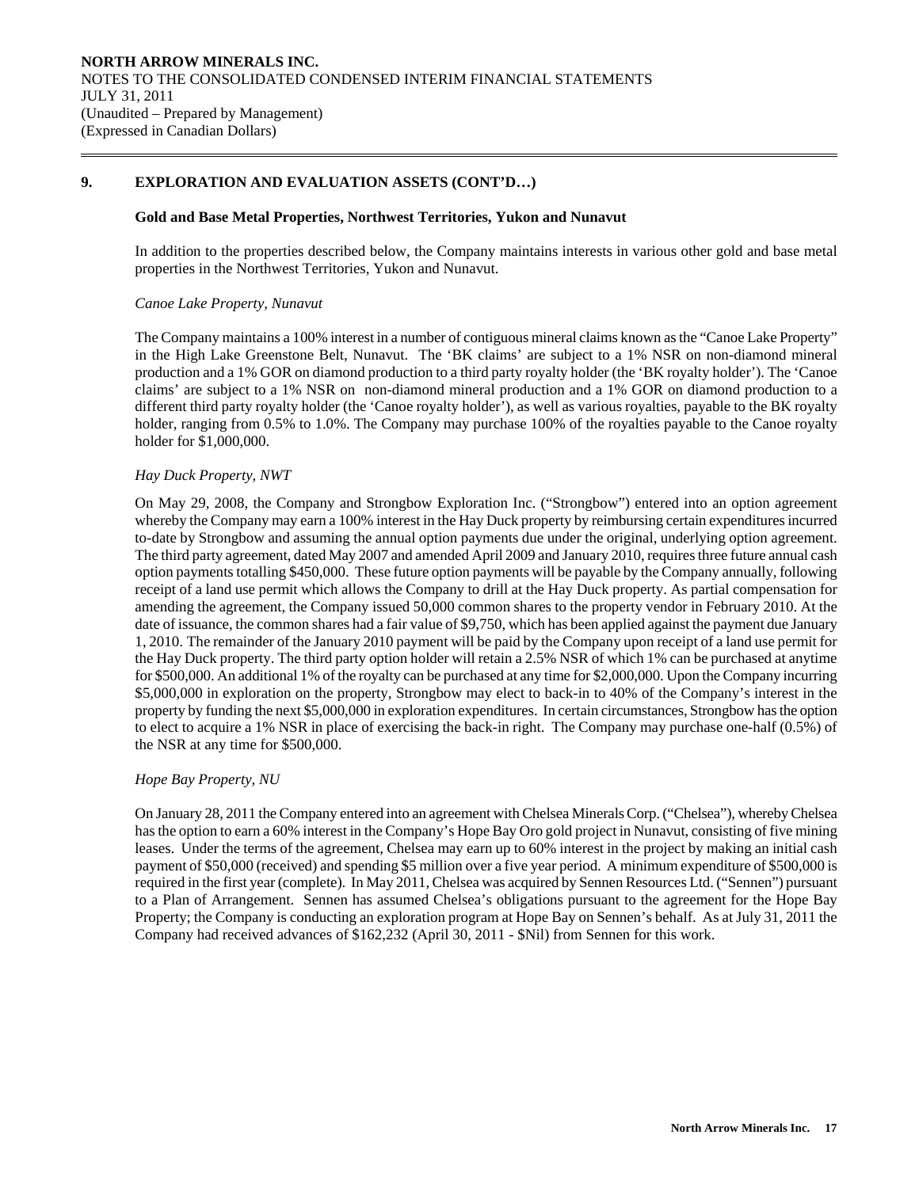## 9. EXPLORATION AND EVALUATION ASSETS (CONT'D…)

### Gold and Base Metal Properties, Northwest Territories, Yukon and Nunavut

In addition to the properties described below, the Company maintains interests in various other gold and base metal properties in the Northwest Territories, Yukon and Nunavut.

*Canoe Lake Property, Nunavut*

The Company maintains a 100% interest in a number of contiguous mineral claims known as the "Canoe Lake Property" in the High Lake Greenstone Belt, Nunavut. The 'BK claims' are subject to a 1% NSR on non-diamond mineral production and a 1% GOR on diamond production to a third party royalty holder (the 'BK royalty holder'). The 'Canoe claims' are subject to a 1% NSR on non-diamond mineral production and a 1% GOR on diamond production to a different third party royalty holder (the 'Canoe royalty holder'), as well as various royalties, payable to the BK royalty holder, ranging from 0.5% to 1.0%. The Company may purchase 100% of the royalties payable to the Canoe royalty holder for $1,000,000.

*Hay Duck Property, NWT*

On May 29, 2008, the Company and Strongbow Exploration Inc. ("Strongbow") entered into an option agreement whereby the Company may earn a 100% interest in the Hay Duck property by reimbursing certain expenditures incurred to-date by Strongbow and assuming the annual option payments due under the original, underlying option agreement. The third party agreement, dated May 2007 and amended April 2009 and January 2010, requires three future annual cash option payments totalling $450,000. These future option payments will be payable by the Company annually, following receipt of a land use permit which allows the Company to drill at the Hay Duck property. As partial compensation for amending the agreement, the Company issued 50,000 common shares to the property vendor in February 2010. At the date of issuance, the common shares had a fair value of $9,750, which has been applied against the payment due January 1, 2010. The remainder of the January 2010 payment will be paid by the Company upon receipt of a land use permit for the Hay Duck property. The third party option holder will retain a 2.5% NSR of which 1% can be purchased at anytime for $500,000. An additional 1% of the royalty can be purchased at any time for $2,000,000. Upon the Company incurring $5,000,000 in exploration on the property, Strongbow may elect to back-in to 40% of the Company's interest in the property by funding the next $5,000,000 in exploration expenditures. In certain circumstances, Strongbow has the option to elect to acquire a 1% NSR in place of exercising the back-in right. The Company may purchase one-half (0.5%) of the NSR at any time for $500,000.

*Hope Bay Property, NU*

On January 28, 2011 the Company entered into an agreement with Chelsea Minerals Corp. ("Chelsea"), whereby Chelsea has the option to earn a 60% interest in the Company's Hope Bay Oro gold project in Nunavut, consisting of five mining leases. Under the terms of the agreement, Chelsea may earn up to 60% interest in the project by making an initial cash payment of $50,000 (received) and spending $5 million over a five year period. A minimum expenditure of $500,000 is required in the first year (complete). In May 2011, Chelsea was acquired by Sennen Resources Ltd. ("Sennen") pursuant to a Plan of Arrangement. Sennen has assumed Chelsea's obligations pursuant to the agreement for the Hope Bay Property; the Company is conducting an exploration program at Hope Bay on Sennen's behalf. As at July 31, 2011 the Company had received advances of $162,232 (April 30, 2011 - $Nil) from Sennen for this work.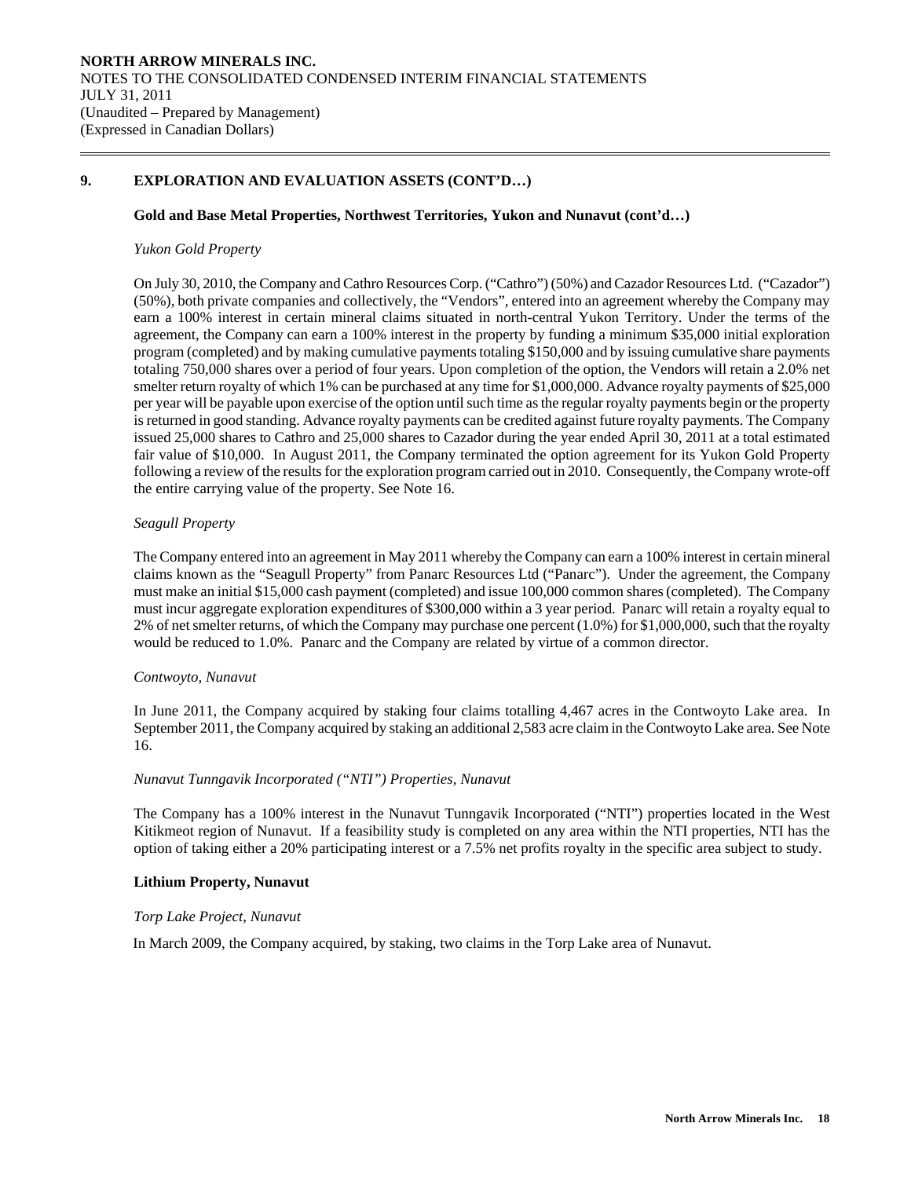## 9. EXPLORATION AND EVALUATION ASSETS (CONT'D…)

### Gold and Base Metal Properties, Northwest Territories, Yukon and Nunavut (cont'd…)

*Yukon Gold Property*

On July 30, 2010, the Company and Cathro Resources Corp. ("Cathro") (50%) and Cazador Resources Ltd. ("Cazador") (50%), both private companies and collectively, the "Vendors", entered into an agreement whereby the Company may earn a 100% interest in certain mineral claims situated in north-central Yukon Territory. Under the terms of the agreement, the Company can earn a 100% interest in the property by funding a minimum $35,000 initial exploration program (completed) and by making cumulative payments totaling $150,000 and by issuing cumulative share payments totaling 750,000 shares over a period of four years. Upon completion of the option, the Vendors will retain a 2.0% net smelter return royalty of which 1% can be purchased at any time for $1,000,000. Advance royalty payments of $25,000 per year will be payable upon exercise of the option until such time as the regular royalty payments begin or the property is returned in good standing. Advance royalty payments can be credited against future royalty payments. The Company issued 25,000 shares to Cathro and 25,000 shares to Cazador during the year ended April 30, 2011 at a total estimated fair value of $10,000. In August 2011, the Company terminated the option agreement for its Yukon Gold Property following a review of the results for the exploration program carried out in 2010. Consequently, the Company wrote-off the entire carrying value of the property. See Note 16.

*Seagull Property*

The Company entered into an agreement in May 2011 whereby the Company can earn a 100% interest in certain mineral claims known as the "Seagull Property" from Panarc Resources Ltd ("Panarc"). Under the agreement, the Company must make an initial $15,000 cash payment (completed) and issue 100,000 common shares (completed). The Company must incur aggregate exploration expenditures of $300,000 within a 3 year period. Panarc will retain a royalty equal to 2% of net smelter returns, of which the Company may purchase one percent (1.0%) for $1,000,000, such that the royalty would be reduced to 1.0%. Panarc and the Company are related by virtue of a common director.

*Contwoyto, Nunavut*

In June 2011, the Company acquired by staking four claims totalling 4,467 acres in the Contwoyto Lake area. In September 2011, the Company acquired by staking an additional 2,583 acre claim in the Contwoyto Lake area. See Note 16.

*Nunavut Tunngavik Incorporated ("NTI") Properties, Nunavut*

The Company has a 100% interest in the Nunavut Tunngavik Incorporated ("NTI") properties located in the West Kitikmeot region of Nunavut. If a feasibility study is completed on any area within the NTI properties, NTI has the option of taking either a 20% participating interest or a 7.5% net profits royalty in the specific area subject to study.

### Lithium Property, Nunavut

*Torp Lake Project, Nunavut*

In March 2009, the Company acquired, by staking, two claims in the Torp Lake area of Nunavut.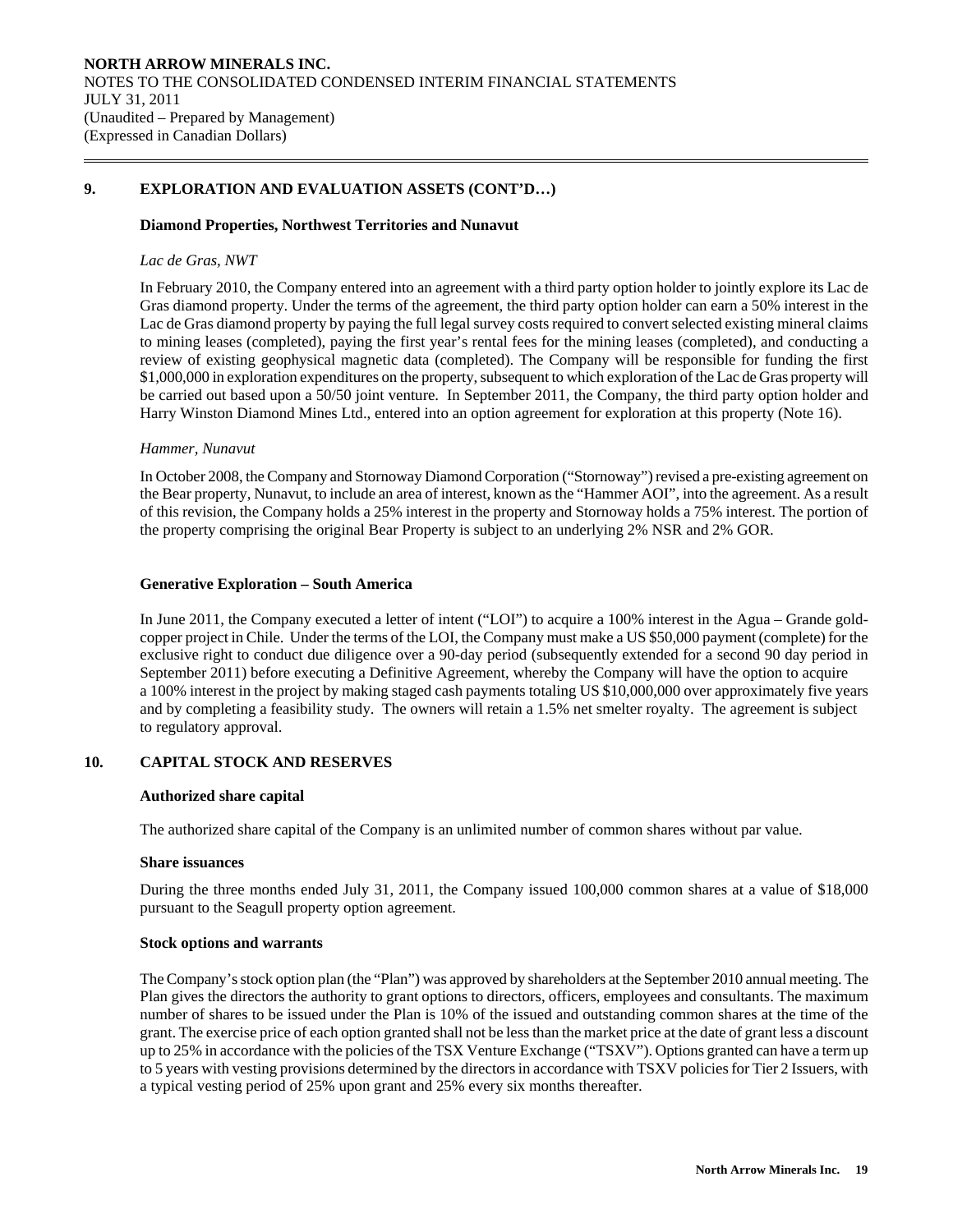## 9. EXPLORATION AND EVALUATION ASSETS (CONT'D…)

### Diamond Properties, Northwest Territories and Nunavut

*Lac de Gras, NWT*

In February 2010, the Company entered into an agreement with a third party option holder to jointly explore its Lac de Gras diamond property. Under the terms of the agreement, the third party option holder can earn a 50% interest in the Lac de Gras diamond property by paying the full legal survey costs required to convert selected existing mineral claims to mining leases (completed), paying the first year's rental fees for the mining leases (completed), and conducting a review of existing geophysical magnetic data (completed). The Company will be responsible for funding the first $1,000,000 in exploration expenditures on the property, subsequent to which exploration of the Lac de Gras property will be carried out based upon a 50/50 joint venture. In September 2011, the Company, the third party option holder and Harry Winston Diamond Mines Ltd., entered into an option agreement for exploration at this property (Note 16).

*Hammer, Nunavut*

In October 2008, the Company and Stornoway Diamond Corporation ("Stornoway") revised a pre-existing agreement on the Bear property, Nunavut, to include an area of interest, known as the "Hammer AOI", into the agreement. As a result of this revision, the Company holds a 25% interest in the property and Stornoway holds a 75% interest. The portion of the property comprising the original Bear Property is subject to an underlying 2% NSR and 2% GOR.

### Generative Exploration – South America

In June 2011, the Company executed a letter of intent ("LOI") to acquire a 100% interest in the Agua – Grande gold-copper project in Chile. Under the terms of the LOI, the Company must make a US $50,000 payment (complete) for the exclusive right to conduct due diligence over a 90-day period (subsequently extended for a second 90 day period in September 2011) before executing a Definitive Agreement, whereby the Company will have the option to acquire a 100% interest in the project by making staged cash payments totaling US $10,000,000 over approximately five years and by completing a feasibility study. The owners will retain a 1.5% net smelter royalty. The agreement is subject to regulatory approval.

## 10. CAPITAL STOCK AND RESERVES

### Authorized share capital

The authorized share capital of the Company is an unlimited number of common shares without par value.

### Share issuances

During the three months ended July 31, 2011, the Company issued 100,000 common shares at a value of $18,000 pursuant to the Seagull property option agreement.

### Stock options and warrants

The Company's stock option plan (the "Plan") was approved by shareholders at the September 2010 annual meeting. The Plan gives the directors the authority to grant options to directors, officers, employees and consultants. The maximum number of shares to be issued under the Plan is 10% of the issued and outstanding common shares at the time of the grant. The exercise price of each option granted shall not be less than the market price at the date of grant less a discount up to 25% in accordance with the policies of the TSX Venture Exchange ("TSXV"). Options granted can have a term up to 5 years with vesting provisions determined by the directors in accordance with TSXV policies for Tier 2 Issuers, with a typical vesting period of 25% upon grant and 25% every six months thereafter.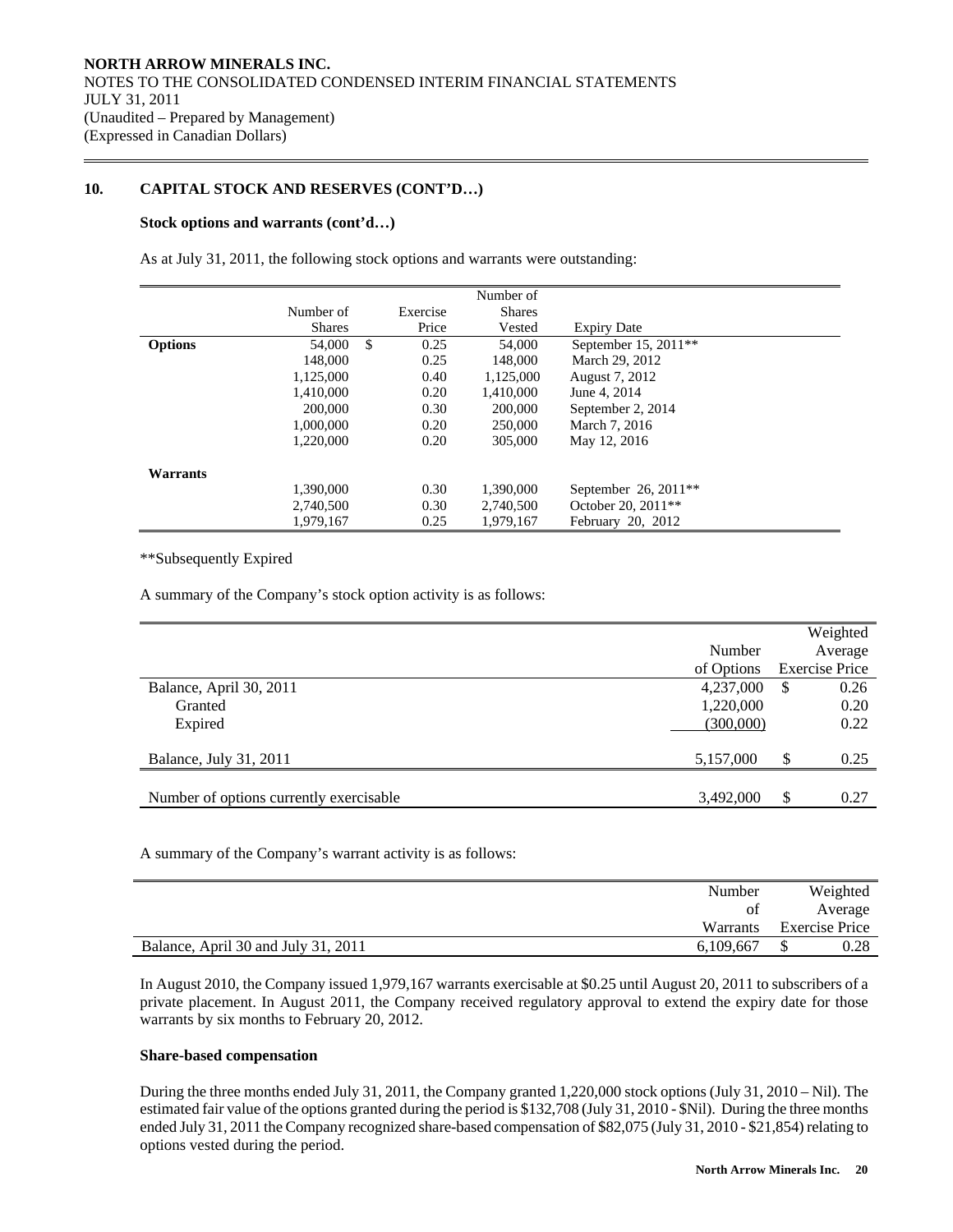**NORTH ARROW MINERALS INC.**
NOTES TO THE CONSOLIDATED CONDENSED INTERIM FINANCIAL STATEMENTS
JULY 31, 2011
(Unaudited – Prepared by Management)
(Expressed in Canadian Dollars)

## 10. CAPITAL STOCK AND RESERVES (CONT'D…)

### Stock options and warrants (cont'd…)

As at July 31, 2011, the following stock options and warrants were outstanding:

| | Number of Shares | Exercise Price | Number of Shares Vested | Expiry Date |
|---|---|---|---|---|
| **Options** | 54,000 | $ 0.25 | 54,000 | September 15, 2011** |
| | 148,000 | 0.25 | 148,000 | March 29, 2012 |
| | 1,125,000 | 0.40 | 1,125,000 | August 7, 2012 |
| | 1,410,000 | 0.20 | 1,410,000 | June 4, 2014 |
| | 200,000 | 0.30 | 200,000 | September 2, 2014 |
| | 1,000,000 | 0.20 | 250,000 | March 7, 2016 |
| | 1,220,000 | 0.20 | 305,000 | May 12, 2016 |
| **Warrants** | | | | |
| | 1,390,000 | 0.30 | 1,390,000 | September 26, 2011** |
| | 2,740,500 | 0.30 | 2,740,500 | October 20, 2011** |
| | 1,979,167 | 0.25 | 1,979,167 | February 20, 2012 |

**Subsequently Expired

A summary of the Company's stock option activity is as follows:

| | Number of Options | Weighted Average Exercise Price |
|---|---|---|
| Balance, April 30, 2011 | 4,237,000 | $ 0.26 |
| Granted | 1,220,000 | 0.20 |
| Expired | (300,000) | 0.22 |
| Balance, July 31, 2011 | 5,157,000 | $ 0.25 |
| Number of options currently exercisable | 3,492,000 | $ 0.27 |

A summary of the Company's warrant activity is as follows:

| | Number of Warrants | Weighted Average Exercise Price |
|---|---|---|
| Balance, April 30 and July 31, 2011 | 6,109,667 | $ 0.28 |

In August 2010, the Company issued 1,979,167 warrants exercisable at $0.25 until August 20, 2011 to subscribers of a private placement. In August 2011, the Company received regulatory approval to extend the expiry date for those warrants by six months to February 20, 2012.

### Share-based compensation

During the three months ended July 31, 2011, the Company granted 1,220,000 stock options (July 31, 2010 – Nil). The estimated fair value of the options granted during the period is $132,708 (July 31, 2010 - $Nil). During the three months ended July 31, 2011 the Company recognized share-based compensation of $82,075 (July 31, 2010 - $21,854) relating to options vested during the period.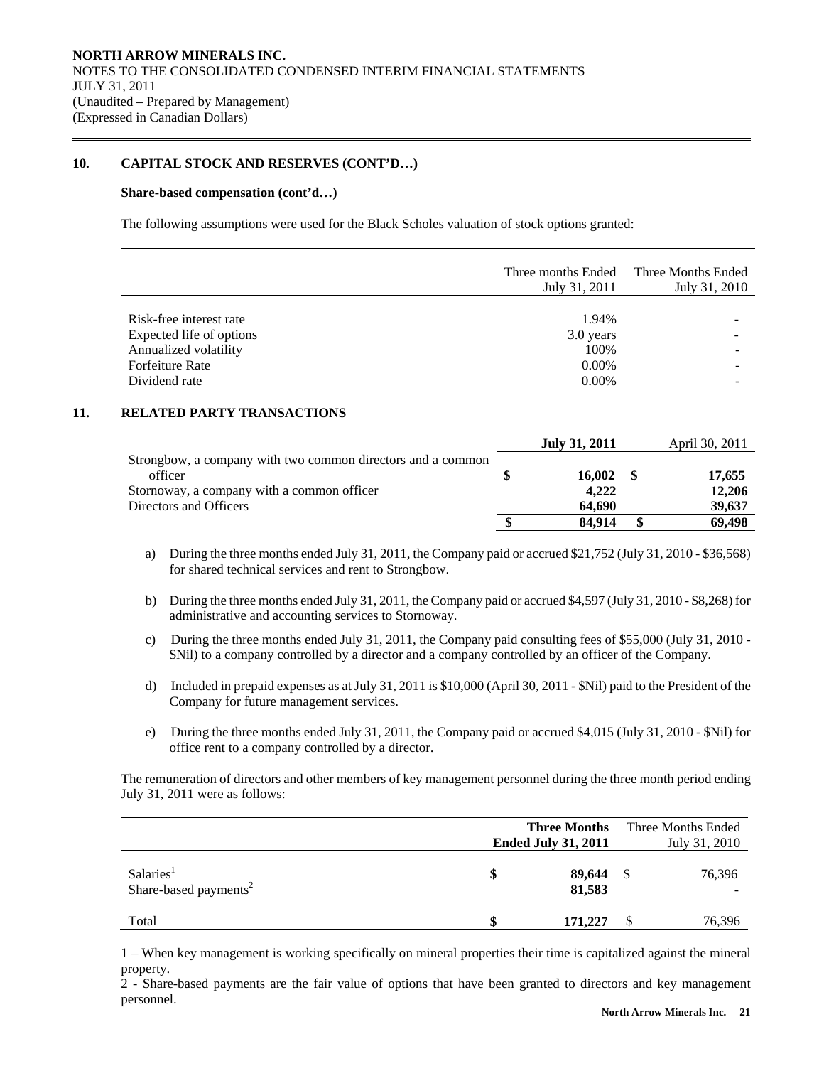**NORTH ARROW MINERALS INC.**
NOTES TO THE CONSOLIDATED CONDENSED INTERIM FINANCIAL STATEMENTS
JULY 31, 2011
(Unaudited – Prepared by Management)
(Expressed in Canadian Dollars)

## 10. CAPITAL STOCK AND RESERVES (CONT'D…)

### Share-based compensation (cont'd…)

The following assumptions were used for the Black Scholes valuation of stock options granted:

| | Three months Ended July 31, 2011 | Three Months Ended July 31, 2010 |
|---|---|---|
| Risk-free interest rate | 1.94% | - |
| Expected life of options | 3.0 years | - |
| Annualized volatility | 100% | - |
| Forfeiture Rate | 0.00% | - |
| Dividend rate | 0.00% | - |

## 11. RELATED PARTY TRANSACTIONS

| | **July 31, 2011** | April 30, 2011 |
|---|---|---|
| Strongbow, a company with two common directors and a common officer | **$ 16,002** | **$ 17,655** |
| Stornoway, a company with a common officer | **4,222** | **12,206** |
| Directors and Officers | **64,690** | **39,637** |
| | **$ 84,914** | **$ 69,498** |

a) During the three months ended July 31, 2011, the Company paid or accrued $21,752 (July 31, 2010 - $36,568) for shared technical services and rent to Strongbow.

b) During the three months ended July 31, 2011, the Company paid or accrued $4,597 (July 31, 2010 - $8,268) for administrative and accounting services to Stornoway.

c) During the three months ended July 31, 2011, the Company paid consulting fees of $55,000 (July 31, 2010 - $Nil) to a company controlled by a director and a company controlled by an officer of the Company.

d) Included in prepaid expenses as at July 31, 2011 is $10,000 (April 30, 2011 - $Nil) paid to the President of the Company for future management services.

e) During the three months ended July 31, 2011, the Company paid or accrued $4,015 (July 31, 2010 - $Nil) for office rent to a company controlled by a director.

The remuneration of directors and other members of key management personnel during the three month period ending July 31, 2011 were as follows:

| | **Three Months Ended July 31, 2011** | Three Months Ended July 31, 2010 |
|---|---|---|
| Salaries[1] | **$ 89,644** | $ 76,396 |
| Share-based payments[2] | **81,583** | - |
| Total | **$ 171,227** | $ 76,396 |

1 – When key management is working specifically on mineral properties their time is capitalized against the mineral property.
2 - Share-based payments are the fair value of options that have been granted to directors and key management personnel.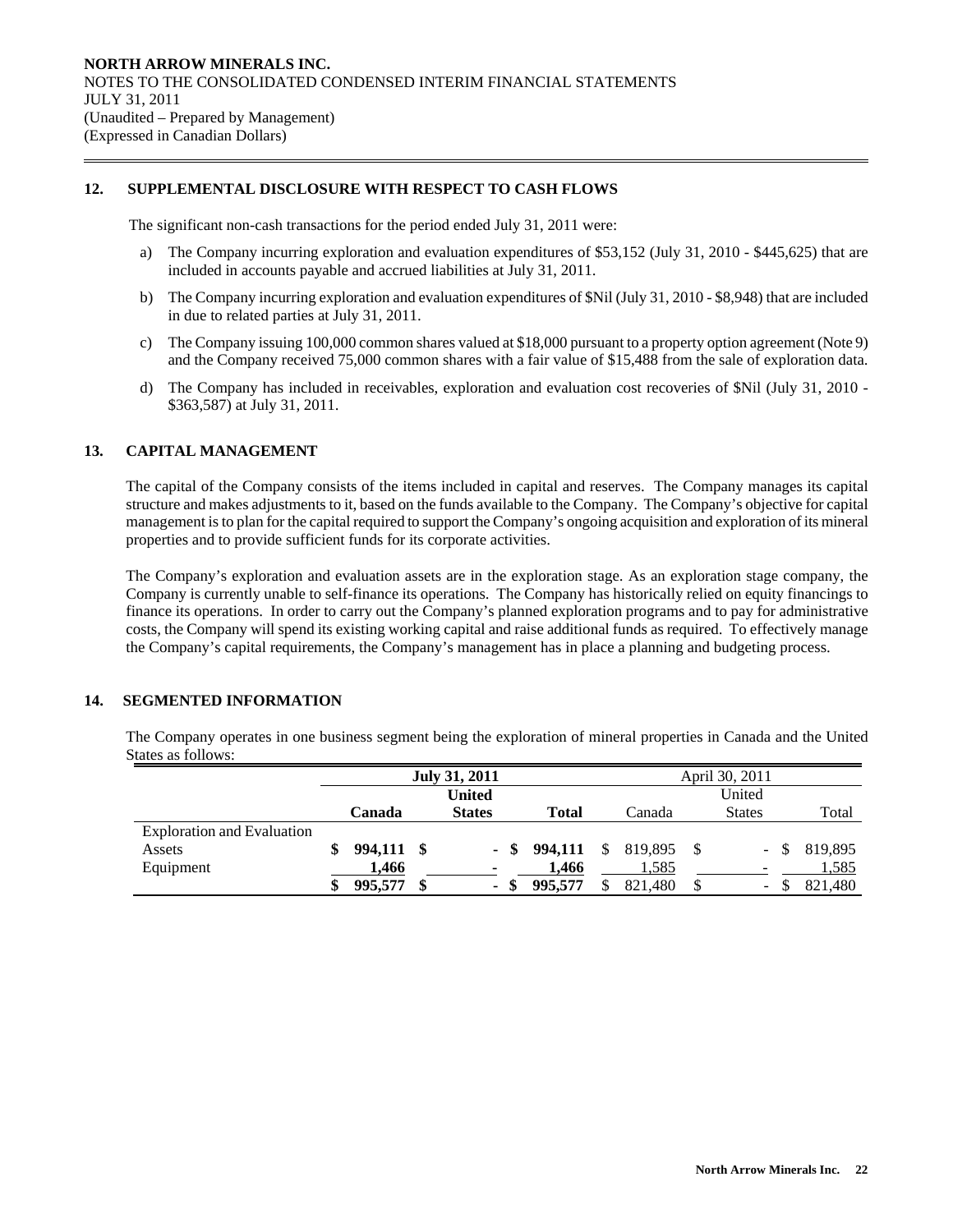**NORTH ARROW MINERALS INC.**
NOTES TO THE CONSOLIDATED CONDENSED INTERIM FINANCIAL STATEMENTS
JULY 31, 2011
(Unaudited – Prepared by Management)
(Expressed in Canadian Dollars)

## 12. SUPPLEMENTAL DISCLOSURE WITH RESPECT TO CASH FLOWS

The significant non-cash transactions for the period ended July 31, 2011 were:

a) The Company incurring exploration and evaluation expenditures of $53,152 (July 31, 2010 - $445,625) that are included in accounts payable and accrued liabilities at July 31, 2011.

b) The Company incurring exploration and evaluation expenditures of $Nil (July 31, 2010 - $8,948) that are included in due to related parties at July 31, 2011.

c) The Company issuing 100,000 common shares valued at $18,000 pursuant to a property option agreement (Note 9) and the Company received 75,000 common shares with a fair value of $15,488 from the sale of exploration data.

d) The Company has included in receivables, exploration and evaluation cost recoveries of $Nil (July 31, 2010 - $363,587) at July 31, 2011.

## 13. CAPITAL MANAGEMENT

The capital of the Company consists of the items included in capital and reserves. The Company manages its capital structure and makes adjustments to it, based on the funds available to the Company. The Company's objective for capital management is to plan for the capital required to support the Company's ongoing acquisition and exploration of its mineral properties and to provide sufficient funds for its corporate activities.

The Company's exploration and evaluation assets are in the exploration stage. As an exploration stage company, the Company is currently unable to self-finance its operations. The Company has historically relied on equity financings to finance its operations. In order to carry out the Company's planned exploration programs and to pay for administrative costs, the Company will spend its existing working capital and raise additional funds as required. To effectively manage the Company's capital requirements, the Company's management has in place a planning and budgeting process.

## 14. SEGMENTED INFORMATION

The Company operates in one business segment being the exploration of mineral properties in Canada and the United States as follows:

| | **July 31, 2011** | | | April 30, 2011 | | |
|---|---|---|---|---|---|---|
| | **Canada** | **United States** | **Total** | Canada | United States | Total |
| Exploration and Evaluation Assets | **$ 994,111** | **$ -** | **$ 994,111** | $ 819,895 | $ - | $ 819,895 |
| Equipment | **1,466** | **-** | **1,466** | 1,585 | - | 1,585 |
| | **$ 995,577** | **$ -** | **$ 995,577** | $ 821,480 | $ - | $ 821,480 |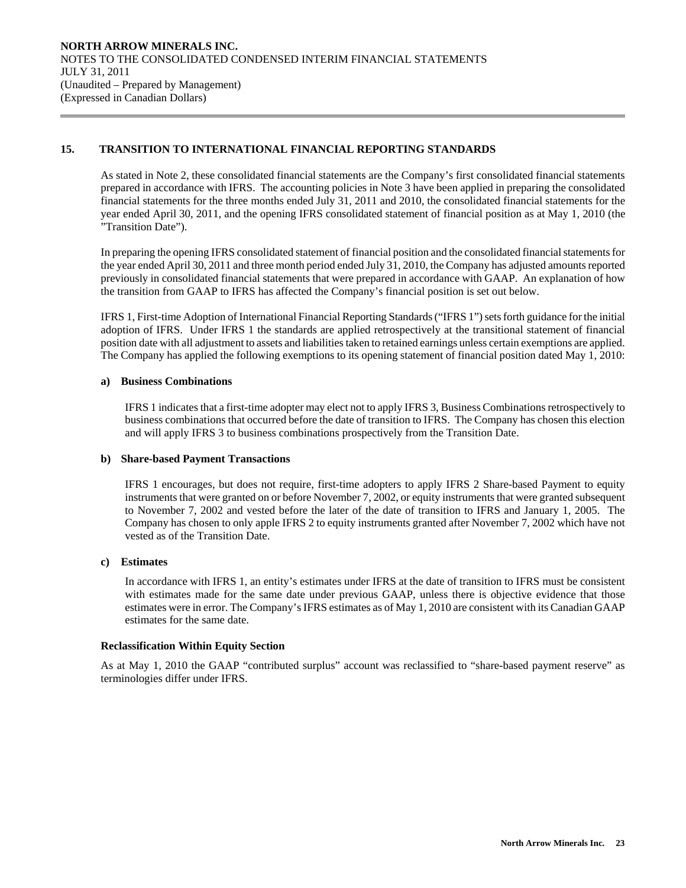## 15. TRANSITION TO INTERNATIONAL FINANCIAL REPORTING STANDARDS

As stated in Note 2, these consolidated financial statements are the Company's first consolidated financial statements prepared in accordance with IFRS. The accounting policies in Note 3 have been applied in preparing the consolidated financial statements for the three months ended July 31, 2011 and 2010, the consolidated financial statements for the year ended April 30, 2011, and the opening IFRS consolidated statement of financial position as at May 1, 2010 (the "Transition Date").

In preparing the opening IFRS consolidated statement of financial position and the consolidated financial statements for the year ended April 30, 2011 and three month period ended July 31, 2010, the Company has adjusted amounts reported previously in consolidated financial statements that were prepared in accordance with GAAP. An explanation of how the transition from GAAP to IFRS has affected the Company's financial position is set out below.

IFRS 1, First-time Adoption of International Financial Reporting Standards ("IFRS 1") sets forth guidance for the initial adoption of IFRS. Under IFRS 1 the standards are applied retrospectively at the transitional statement of financial position date with all adjustment to assets and liabilities taken to retained earnings unless certain exemptions are applied. The Company has applied the following exemptions to its opening statement of financial position dated May 1, 2010:

### a) Business Combinations

IFRS 1 indicates that a first-time adopter may elect not to apply IFRS 3, Business Combinations retrospectively to business combinations that occurred before the date of transition to IFRS. The Company has chosen this election and will apply IFRS 3 to business combinations prospectively from the Transition Date.

### b) Share-based Payment Transactions

IFRS 1 encourages, but does not require, first-time adopters to apply IFRS 2 Share-based Payment to equity instruments that were granted on or before November 7, 2002, or equity instruments that were granted subsequent to November 7, 2002 and vested before the later of the date of transition to IFRS and January 1, 2005. The Company has chosen to only apple IFRS 2 to equity instruments granted after November 7, 2002 which have not vested as of the Transition Date.

### c) Estimates

In accordance with IFRS 1, an entity's estimates under IFRS at the date of transition to IFRS must be consistent with estimates made for the same date under previous GAAP, unless there is objective evidence that those estimates were in error. The Company's IFRS estimates as of May 1, 2010 are consistent with its Canadian GAAP estimates for the same date.

### Reclassification Within Equity Section

As at May 1, 2010 the GAAP "contributed surplus" account was reclassified to "share-based payment reserve" as terminologies differ under IFRS.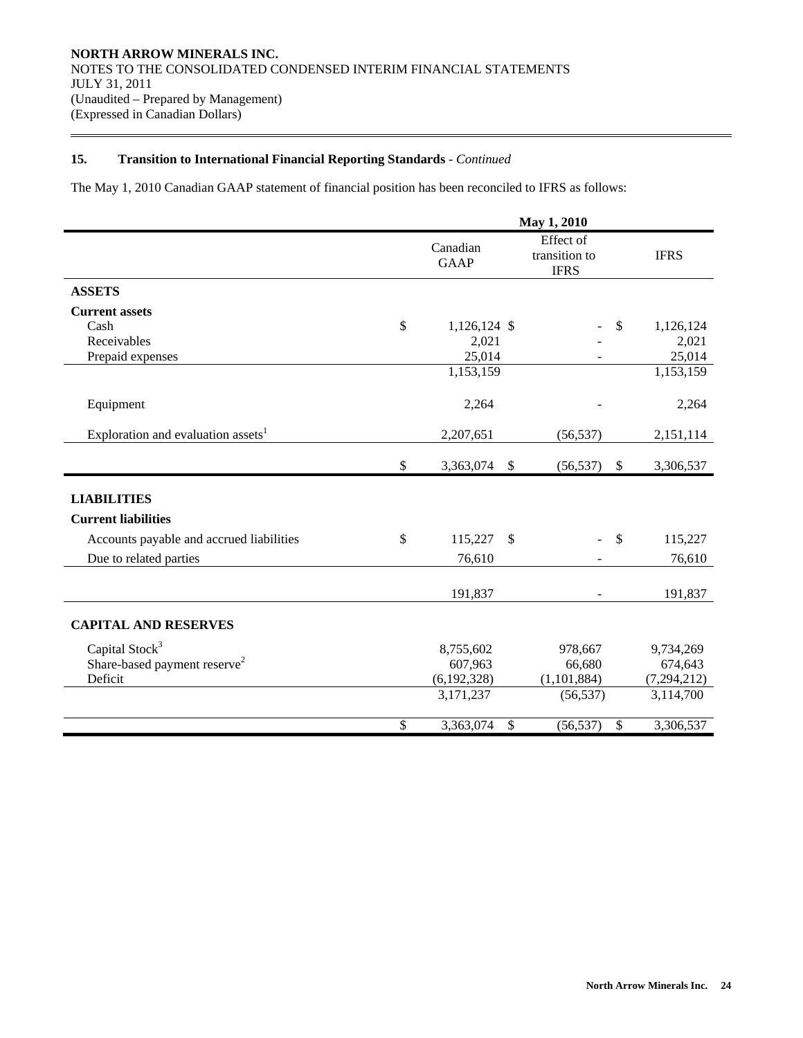**NORTH ARROW MINERALS INC.**
NOTES TO THE CONSOLIDATED CONDENSED INTERIM FINANCIAL STATEMENTS
JULY 31, 2011
(Unaudited – Prepared by Management)
(Expressed in Canadian Dollars)

**15. Transition to International Financial Reporting Standards** - *Continued*

The May 1, 2010 Canadian GAAP statement of financial position has been reconciled to IFRS as follows:

| | May 1, 2010 | | |
|---|---|---|---|
| | Canadian GAAP | Effect of transition to IFRS | IFRS |
| **ASSETS** | | | |
| **Current assets** | | | |
| Cash | $ 1,126,124 | $ - | $ 1,126,124 |
| Receivables | 2,021 | - | 2,021 |
| Prepaid expenses | 25,014 | - | 25,014 |
| | 1,153,159 | | 1,153,159 |
| Equipment | 2,264 | - | 2,264 |
| Exploration and evaluation assets[1] | 2,207,651 | (56,537) | 2,151,114 |
| | $ 3,363,074 | $ (56,537) | $ 3,306,537 |
| **LIABILITIES** | | | |
| **Current liabilities** | | | |
| Accounts payable and accrued liabilities | $ 115,227 | $ - | $ 115,227 |
| Due to related parties | 76,610 | - | 76,610 |
| | 191,837 | - | 191,837 |
| **CAPITAL AND RESERVES** | | | |
| Capital Stock[3] | 8,755,602 | 978,667 | 9,734,269 |
| Share-based payment reserve[2] | 607,963 | 66,680 | 674,643 |
| Deficit | (6,192,328) | (1,101,884) | (7,294,212) |
| | 3,171,237 | (56,537) | 3,114,700 |
| | $ 3,363,074 | $ (56,537) | $ 3,306,537 |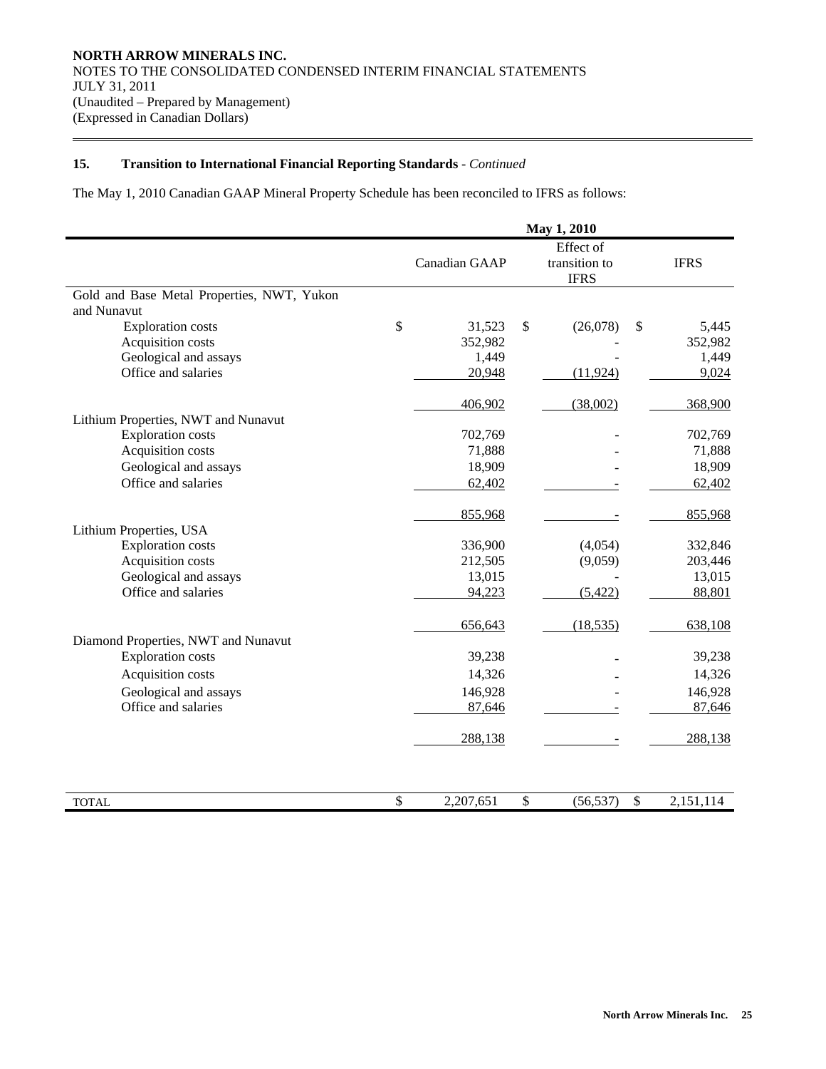**NORTH ARROW MINERALS INC.**
NOTES TO THE CONSOLIDATED CONDENSED INTERIM FINANCIAL STATEMENTS
JULY 31, 2011
(Unaudited – Prepared by Management)
(Expressed in Canadian Dollars)

## 15. Transition to International Financial Reporting Standards - *Continued*

The May 1, 2010 Canadian GAAP Mineral Property Schedule has been reconciled to IFRS as follows:

| | May 1, 2010 | | |
|---|---|---|---|
| | Canadian GAAP | Effect of transition to IFRS | IFRS |
| Gold and Base Metal Properties, NWT, Yukon and Nunavut | | | |
| Exploration costs | $ 31,523 | $ (26,078) | $ 5,445 |
| Acquisition costs | 352,982 | - | 352,982 |
| Geological and assays | 1,449 | - | 1,449 |
| Office and salaries | 20,948 | (11,924) | 9,024 |
| | 406,902 | (38,002) | 368,900 |
| Lithium Properties, NWT and Nunavut | | | |
| Exploration costs | 702,769 | - | 702,769 |
| Acquisition costs | 71,888 | - | 71,888 |
| Geological and assays | 18,909 | - | 18,909 |
| Office and salaries | 62,402 | - | 62,402 |
| | 855,968 | - | 855,968 |
| Lithium Properties, USA | | | |
| Exploration costs | 336,900 | (4,054) | 332,846 |
| Acquisition costs | 212,505 | (9,059) | 203,446 |
| Geological and assays | 13,015 | - | 13,015 |
| Office and salaries | 94,223 | (5,422) | 88,801 |
| | 656,643 | (18,535) | 638,108 |
| Diamond Properties, NWT and Nunavut | | | |
| Exploration costs | 39,238 | - | 39,238 |
| Acquisition costs | 14,326 | - | 14,326 |
| Geological and assays | 146,928 | - | 146,928 |
| Office and salaries | 87,646 | - | 87,646 |
| | 288,138 | - | 288,138 |
| TOTAL | $ 2,207,651 | $ (56,537) | $ 2,151,114 |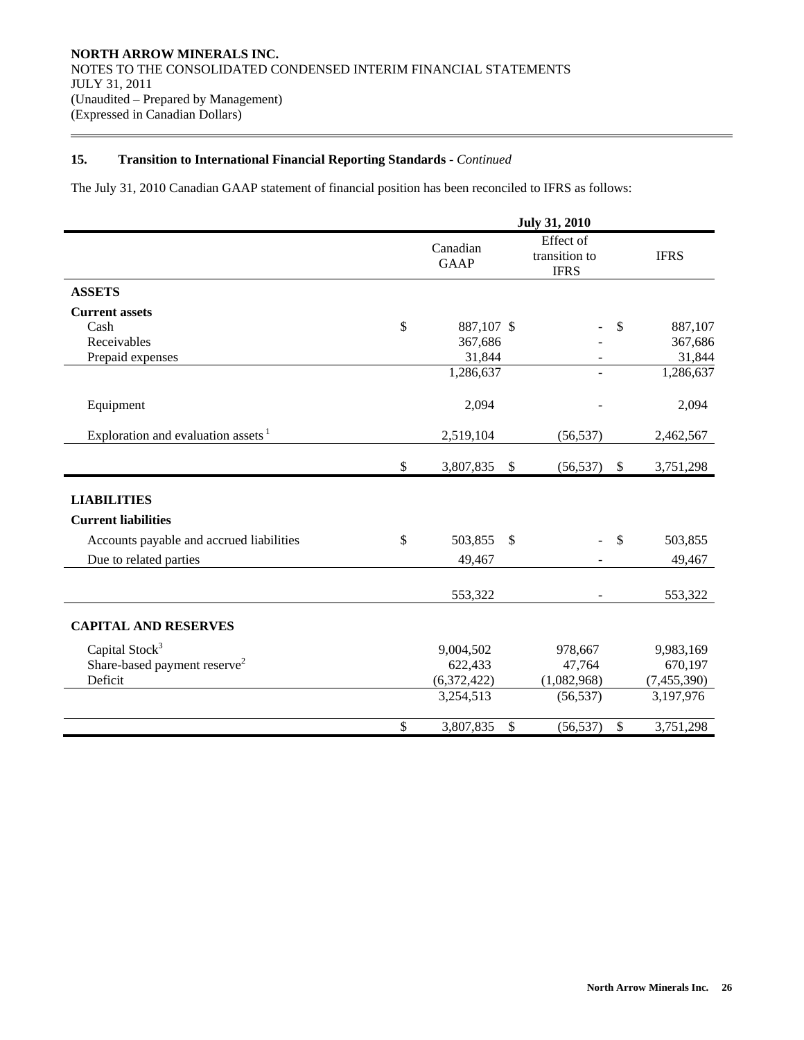**NORTH ARROW MINERALS INC.**
NOTES TO THE CONSOLIDATED CONDENSED INTERIM FINANCIAL STATEMENTS
JULY 31, 2011
(Unaudited – Prepared by Management)
(Expressed in Canadian Dollars)

## 15. Transition to International Financial Reporting Standards - *Continued*

The July 31, 2010 Canadian GAAP statement of financial position has been reconciled to IFRS as follows:

| | July 31, 2010 | | |
|---|---|---|---|
| | Canadian GAAP | Effect of transition to IFRS | IFRS |
| **ASSETS** | | | |
| **Current assets** | | | |
| Cash | $ 887,107 | $ - | $ 887,107 |
| Receivables | 367,686 | - | 367,686 |
| Prepaid expenses | 31,844 | - | 31,844 |
| | 1,286,637 | - | 1,286,637 |
| Equipment | 2,094 | - | 2,094 |
| Exploration and evaluation assets [1] | 2,519,104 | (56,537) | 2,462,567 |
| | $ 3,807,835 | $ (56,537) | $ 3,751,298 |
| **LIABILITIES** | | | |
| **Current liabilities** | | | |
| Accounts payable and accrued liabilities | $ 503,855 | $ - | $ 503,855 |
| Due to related parties | 49,467 | - | 49,467 |
| | 553,322 | - | 553,322 |
| **CAPITAL AND RESERVES** | | | |
| Capital Stock[3] | 9,004,502 | 978,667 | 9,983,169 |
| Share-based payment reserve[2] | 622,433 | 47,764 | 670,197 |
| Deficit | (6,372,422) | (1,082,968) | (7,455,390) |
| | 3,254,513 | (56,537) | 3,197,976 |
| | $ 3,807,835 | $ (56,537) | $ 3,751,298 |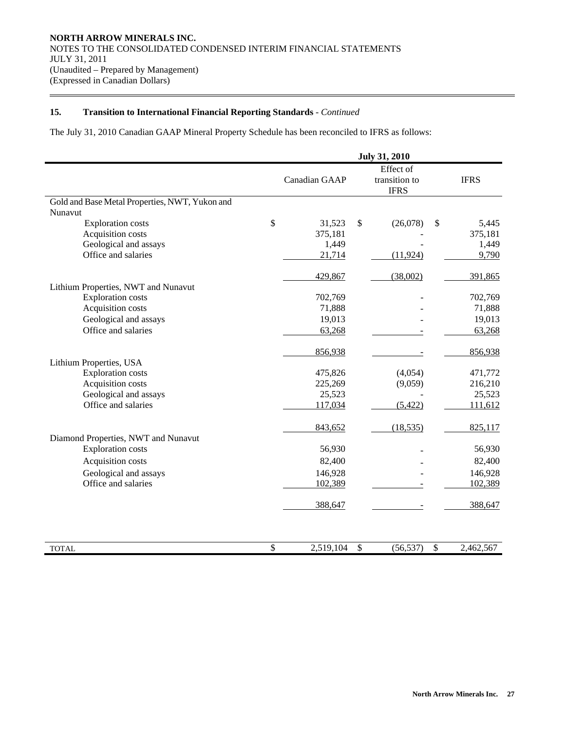**NORTH ARROW MINERALS INC.**
NOTES TO THE CONSOLIDATED CONDENSED INTERIM FINANCIAL STATEMENTS
JULY 31, 2011
(Unaudited – Prepared by Management)
(Expressed in Canadian Dollars)

## 15. Transition to International Financial Reporting Standards - *Continued*

The July 31, 2010 Canadian GAAP Mineral Property Schedule has been reconciled to IFRS as follows:

| | July 31, 2010 | | |
|---|---|---|---|
| | Canadian GAAP | Effect of transition to IFRS | IFRS |
| **Gold and Base Metal Properties, NWT, Yukon and Nunavut** | | | |
| Exploration costs | $ 31,523 | $ (26,078) | $ 5,445 |
| Acquisition costs | 375,181 | - | 375,181 |
| Geological and assays | 1,449 | - | 1,449 |
| Office and salaries | 21,714 | (11,924) | 9,790 |
| | 429,867 | (38,002) | 391,865 |
| **Lithium Properties, NWT and Nunavut** | | | |
| Exploration costs | 702,769 | - | 702,769 |
| Acquisition costs | 71,888 | - | 71,888 |
| Geological and assays | 19,013 | - | 19,013 |
| Office and salaries | 63,268 | - | 63,268 |
| | 856,938 | - | 856,938 |
| **Lithium Properties, USA** | | | |
| Exploration costs | 475,826 | (4,054) | 471,772 |
| Acquisition costs | 225,269 | (9,059) | 216,210 |
| Geological and assays | 25,523 | - | 25,523 |
| Office and salaries | 117,034 | (5,422) | 111,612 |
| | 843,652 | (18,535) | 825,117 |
| **Diamond Properties, NWT and Nunavut** | | | |
| Exploration costs | 56,930 | - | 56,930 |
| Acquisition costs | 82,400 | - | 82,400 |
| Geological and assays | 146,928 | - | 146,928 |
| Office and salaries | 102,389 | - | 102,389 |
| | 388,647 | - | 388,647 |
| TOTAL | $ 2,519,104 | $ (56,537) | $ 2,462,567 |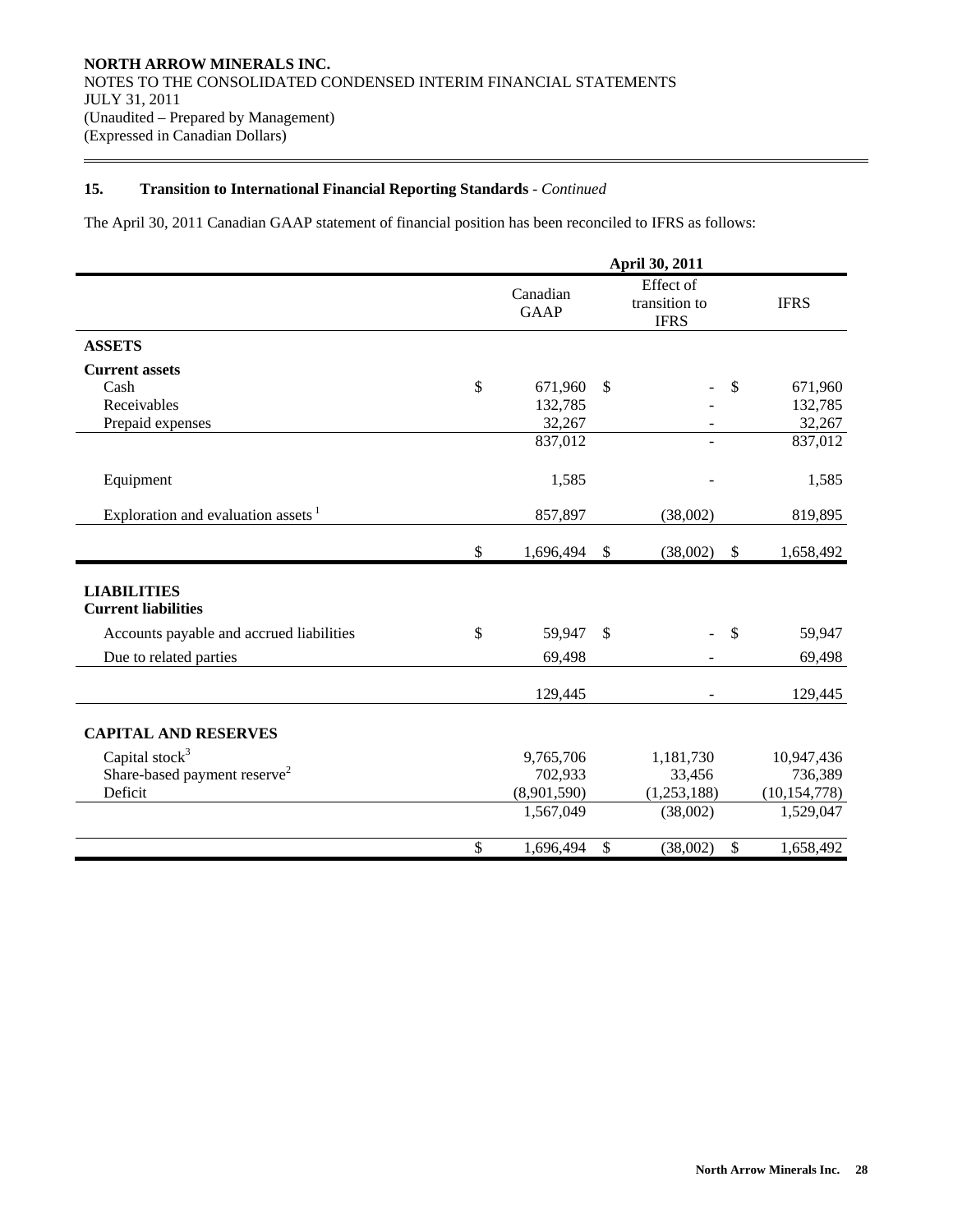**NORTH ARROW MINERALS INC.**
NOTES TO THE CONSOLIDATED CONDENSED INTERIM FINANCIAL STATEMENTS
JULY 31, 2011
(Unaudited – Prepared by Management)
(Expressed in Canadian Dollars)

## 15. Transition to International Financial Reporting Standards - *Continued*

The April 30, 2011 Canadian GAAP statement of financial position has been reconciled to IFRS as follows:

| | April 30, 2011 | | |
|---|---|---|---|
| | Canadian GAAP | Effect of transition to IFRS | IFRS |
| **ASSETS** | | | |
| **Current assets** | | | |
| Cash | $ 671,960 | $ - | $ 671,960 |
| Receivables | 132,785 | - | 132,785 |
| Prepaid expenses | 32,267 | - | 32,267 |
| | 837,012 | - | 837,012 |
| Equipment | 1,585 | - | 1,585 |
| Exploration and evaluation assets [1] | 857,897 | (38,002) | 819,895 |
| | $ 1,696,494 | $ (38,002) | $ 1,658,492 |
| **LIABILITIES** | | | |
| **Current liabilities** | | | |
| Accounts payable and accrued liabilities | $ 59,947 | $ - | $ 59,947 |
| Due to related parties | 69,498 | - | 69,498 |
| | 129,445 | - | 129,445 |
| **CAPITAL AND RESERVES** | | | |
| Capital stock[3] | 9,765,706 | 1,181,730 | 10,947,436 |
| Share-based payment reserve[2] | 702,933 | 33,456 | 736,389 |
| Deficit | (8,901,590) | (1,253,188) | (10,154,778) |
| | 1,567,049 | (38,002) | 1,529,047 |
| | $ 1,696,494 | $ (38,002) | $ 1,658,492 |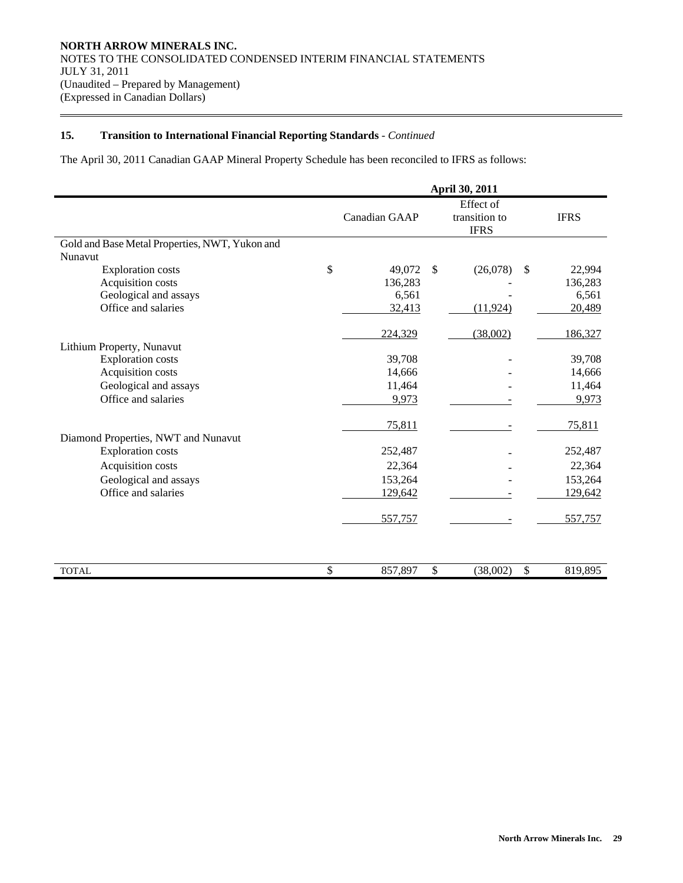NORTH ARROW MINERALS INC.
NOTES TO THE CONSOLIDATED CONDENSED INTERIM FINANCIAL STATEMENTS
JULY 31, 2011
(Unaudited – Prepared by Management)
(Expressed in Canadian Dollars)

## 15. Transition to International Financial Reporting Standards - *Continued*

The April 30, 2011 Canadian GAAP Mineral Property Schedule has been reconciled to IFRS as follows:

| | April 30, 2011 | | |
|---|---|---|---|
| | Canadian GAAP | Effect of transition to IFRS | IFRS |
| Gold and Base Metal Properties, NWT, Yukon and Nunavut | | | |
| Exploration costs | $ 49,072 | $ (26,078) | $ 22,994 |
| Acquisition costs | 136,283 | - | 136,283 |
| Geological and assays | 6,561 | - | 6,561 |
| Office and salaries | 32,413 | (11,924) | 20,489 |
| | 224,329 | (38,002) | 186,327 |
| Lithium Property, Nunavut | | | |
| Exploration costs | 39,708 | - | 39,708 |
| Acquisition costs | 14,666 | - | 14,666 |
| Geological and assays | 11,464 | - | 11,464 |
| Office and salaries | 9,973 | - | 9,973 |
| | 75,811 | - | 75,811 |
| Diamond Properties, NWT and Nunavut | | | |
| Exploration costs | 252,487 | - | 252,487 |
| Acquisition costs | 22,364 | - | 22,364 |
| Geological and assays | 153,264 | - | 153,264 |
| Office and salaries | 129,642 | - | 129,642 |
| | 557,757 | - | 557,757 |
| TOTAL | $ 857,897 | $ (38,002) | $ 819,895 |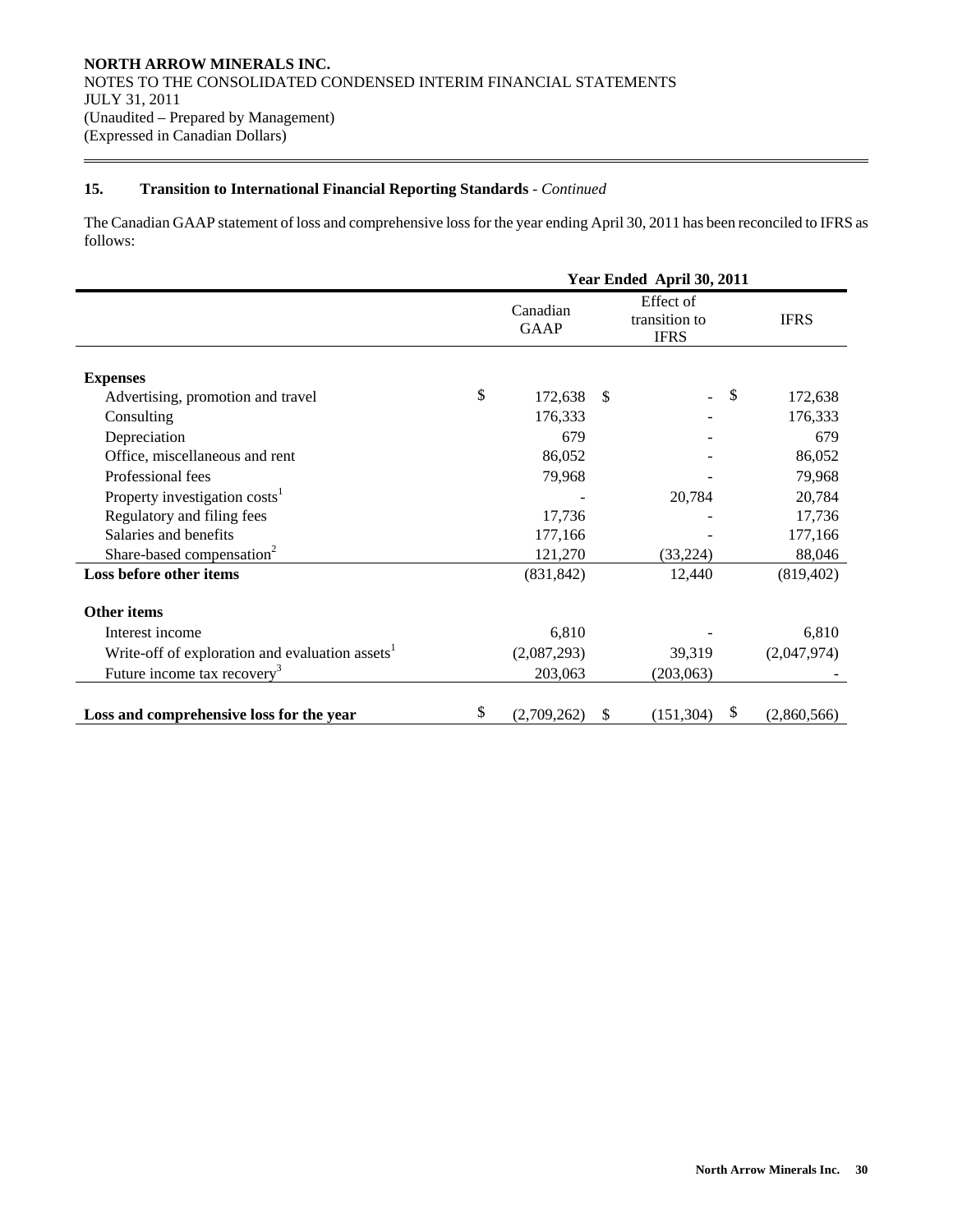**NORTH ARROW MINERALS INC.**
NOTES TO THE CONSOLIDATED CONDENSED INTERIM FINANCIAL STATEMENTS
JULY 31, 2011
(Unaudited – Prepared by Management)
(Expressed in Canadian Dollars)

## 15. Transition to International Financial Reporting Standards - *Continued*

The Canadian GAAP statement of loss and comprehensive loss for the year ending April 30, 2011 has been reconciled to IFRS as follows:

| | Year Ended April 30, 2011 | | |
|---|---|---|---|
| | Canadian GAAP | Effect of transition to IFRS | IFRS |
| **Expenses** | | | |
| Advertising, promotion and travel | $ 172,638 | $ - | $ 172,638 |
| Consulting | 176,333 | - | 176,333 |
| Depreciation | 679 | - | 679 |
| Office, miscellaneous and rent | 86,052 | - | 86,052 |
| Professional fees | 79,968 | - | 79,968 |
| Property investigation costs[1] | - | 20,784 | 20,784 |
| Regulatory and filing fees | 17,736 | - | 17,736 |
| Salaries and benefits | 177,166 | - | 177,166 |
| Share-based compensation[2] | 121,270 | (33,224) | 88,046 |
| **Loss before other items** | (831,842) | 12,440 | (819,402) |
| **Other items** | | | |
| Interest income | 6,810 | - | 6,810 |
| Write-off of exploration and evaluation assets[1] | (2,087,293) | 39,319 | (2,047,974) |
| Future income tax recovery[3] | 203,063 | (203,063) | - |
| **Loss and comprehensive loss for the year** | $ (2,709,262) | $ (151,304) | $ (2,860,566) |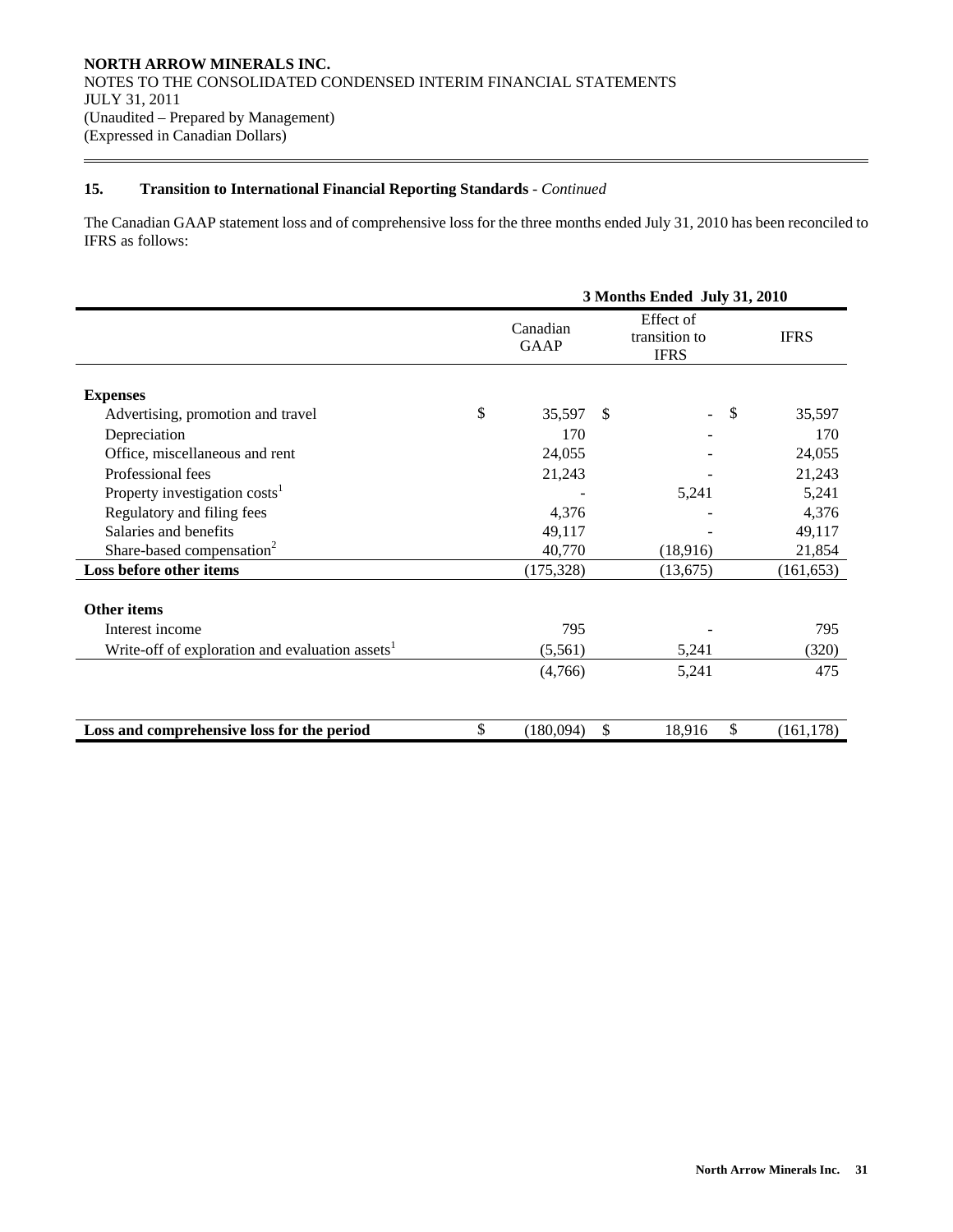## 15. Transition to International Financial Reporting Standards - *Continued*

The Canadian GAAP statement loss and of comprehensive loss for the three months ended July 31, 2010 has been reconciled to IFRS as follows:

| | 3 Months Ended July 31, 2010 | | |
|---|---|---|---|
| | Canadian GAAP | Effect of transition to IFRS | IFRS |
| **Expenses** | | | |
| Advertising, promotion and travel | $ 35,597 | $ - | $ 35,597 |
| Depreciation | 170 | - | 170 |
| Office, miscellaneous and rent | 24,055 | - | 24,055 |
| Professional fees | 21,243 | - | 21,243 |
| Property investigation costs[1] | - | 5,241 | 5,241 |
| Regulatory and filing fees | 4,376 | - | 4,376 |
| Salaries and benefits | 49,117 | - | 49,117 |
| Share-based compensation[2] | 40,770 | (18,916) | 21,854 |
| **Loss before other items** | (175,328) | (13,675) | (161,653) |
| **Other items** | | | |
| Interest income | 795 | - | 795 |
| Write-off of exploration and evaluation assets[1] | (5,561) | 5,241 | (320) |
| | (4,766) | 5,241 | 475 |
| **Loss and comprehensive loss for the period** | $ (180,094) | $ 18,916 | $ (161,178) |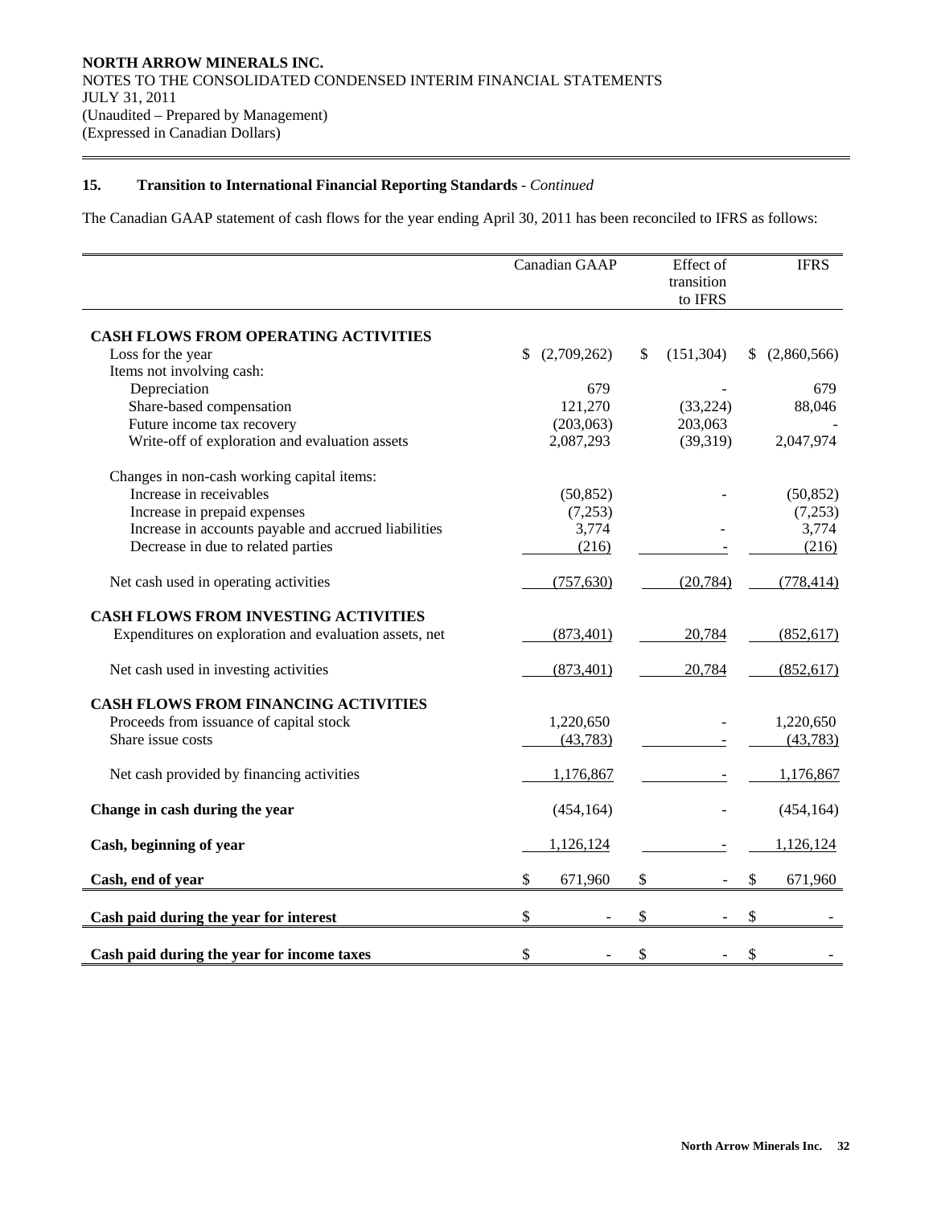**NORTH ARROW MINERALS INC.**
NOTES TO THE CONSOLIDATED CONDENSED INTERIM FINANCIAL STATEMENTS
JULY 31, 2011
(Unaudited – Prepared by Management)
(Expressed in Canadian Dollars)

## 15. Transition to International Financial Reporting Standards - *Continued*

The Canadian GAAP statement of cash flows for the year ending April 30, 2011 has been reconciled to IFRS as follows:

| | Canadian GAAP | Effect of transition to IFRS | IFRS |
|---|---|---|---|
| **CASH FLOWS FROM OPERATING ACTIVITIES** | | | |
| Loss for the year | $ (2,709,262) | $ (151,304) | $ (2,860,566) |
| Items not involving cash: | | | |
| Depreciation | 679 | - | 679 |
| Share-based compensation | 121,270 | (33,224) | 88,046 |
| Future income tax recovery | (203,063) | 203,063 | - |
| Write-off of exploration and evaluation assets | 2,087,293 | (39,319) | 2,047,974 |
| Changes in non-cash working capital items: | | | |
| Increase in receivables | (50,852) | - | (50,852) |
| Increase in prepaid expenses | (7,253) | | (7,253) |
| Increase in accounts payable and accrued liabilities | 3,774 | - | 3,774 |
| Decrease in due to related parties | (216) | - | (216) |
| Net cash used in operating activities | (757,630) | (20,784) | (778,414) |
| **CASH FLOWS FROM INVESTING ACTIVITIES** | | | |
| Expenditures on exploration and evaluation assets, net | (873,401) | 20,784 | (852,617) |
| Net cash used in investing activities | (873,401) | 20,784 | (852,617) |
| **CASH FLOWS FROM FINANCING ACTIVITIES** | | | |
| Proceeds from issuance of capital stock | 1,220,650 | - | 1,220,650 |
| Share issue costs | (43,783) | - | (43,783) |
| Net cash provided by financing activities | 1,176,867 | - | 1,176,867 |
| **Change in cash during the year** | (454,164) | - | (454,164) |
| **Cash, beginning of year** | 1,126,124 | - | 1,126,124 |
| **Cash, end of year** | $ 671,960 | $ - | $ 671,960 |
| **Cash paid during the year for interest** | $ - | $ - | $ - |
| **Cash paid during the year for income taxes** | $ - | $ - | $ - |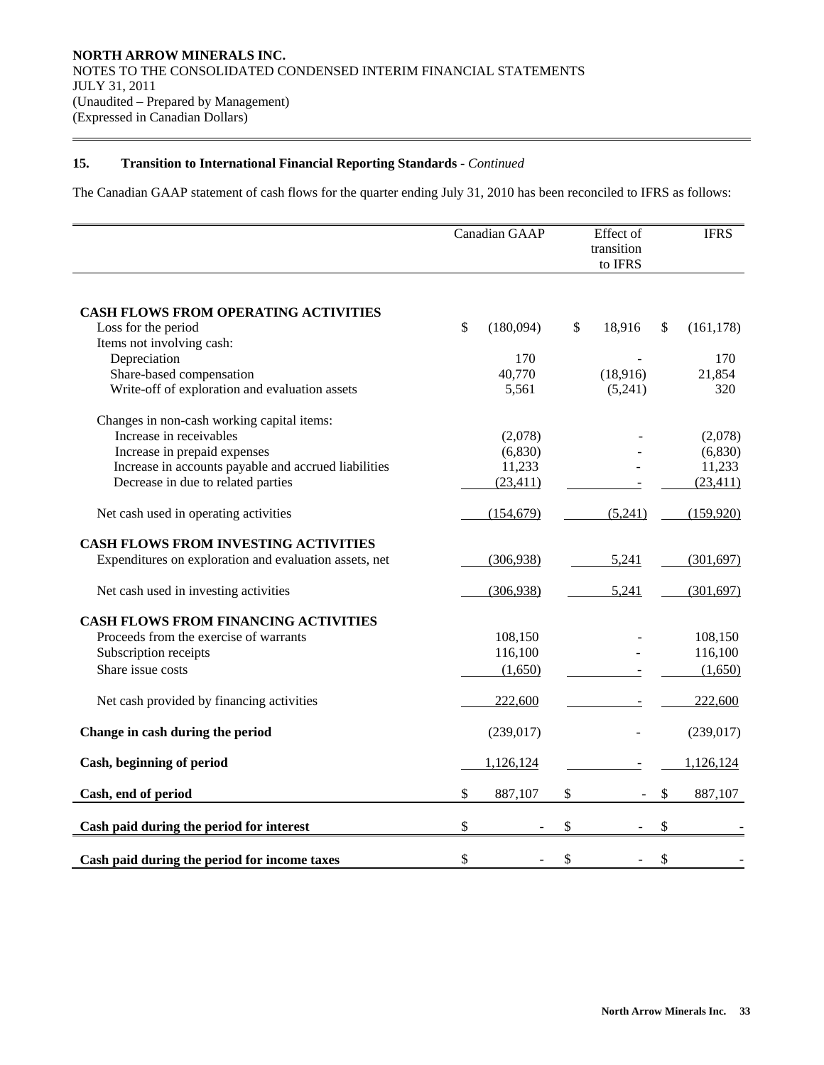NORTH ARROW MINERALS INC.
NOTES TO THE CONSOLIDATED CONDENSED INTERIM FINANCIAL STATEMENTS
JULY 31, 2011
(Unaudited – Prepared by Management)
(Expressed in Canadian Dollars)

## 15. Transition to International Financial Reporting Standards - *Continued*

The Canadian GAAP statement of cash flows for the quarter ending July 31, 2010 has been reconciled to IFRS as follows:

| | Canadian GAAP | Effect of transition to IFRS | IFRS |
|---|---|---|---|
| **CASH FLOWS FROM OPERATING ACTIVITIES** | | | |
| Loss for the period | $ (180,094) | $ 18,916 | $ (161,178) |
| Items not involving cash: | | | |
| Depreciation | 170 | - | 170 |
| Share-based compensation | 40,770 | (18,916) | 21,854 |
| Write-off of exploration and evaluation assets | 5,561 | (5,241) | 320 |
| Changes in non-cash working capital items: | | | |
| Increase in receivables | (2,078) | - | (2,078) |
| Increase in prepaid expenses | (6,830) | - | (6,830) |
| Increase in accounts payable and accrued liabilities | 11,233 | - | 11,233 |
| Decrease in due to related parties | (23,411) | - | (23,411) |
| Net cash used in operating activities | (154,679) | (5,241) | (159,920) |
| **CASH FLOWS FROM INVESTING ACTIVITIES** | | | |
| Expenditures on exploration and evaluation assets, net | (306,938) | 5,241 | (301,697) |
| Net cash used in investing activities | (306,938) | 5,241 | (301,697) |
| **CASH FLOWS FROM FINANCING ACTIVITIES** | | | |
| Proceeds from the exercise of warrants | 108,150 | - | 108,150 |
| Subscription receipts | 116,100 | - | 116,100 |
| Share issue costs | (1,650) | - | (1,650) |
| Net cash provided by financing activities | 222,600 | - | 222,600 |
| **Change in cash during the period** | (239,017) | - | (239,017) |
| **Cash, beginning of period** | 1,126,124 | - | 1,126,124 |
| **Cash, end of period** | $ 887,107 | $ - | $ 887,107 |
| **Cash paid during the period for interest** | $ - | $ - | $ - |
| **Cash paid during the period for income taxes** | $ - | $ - | $ - |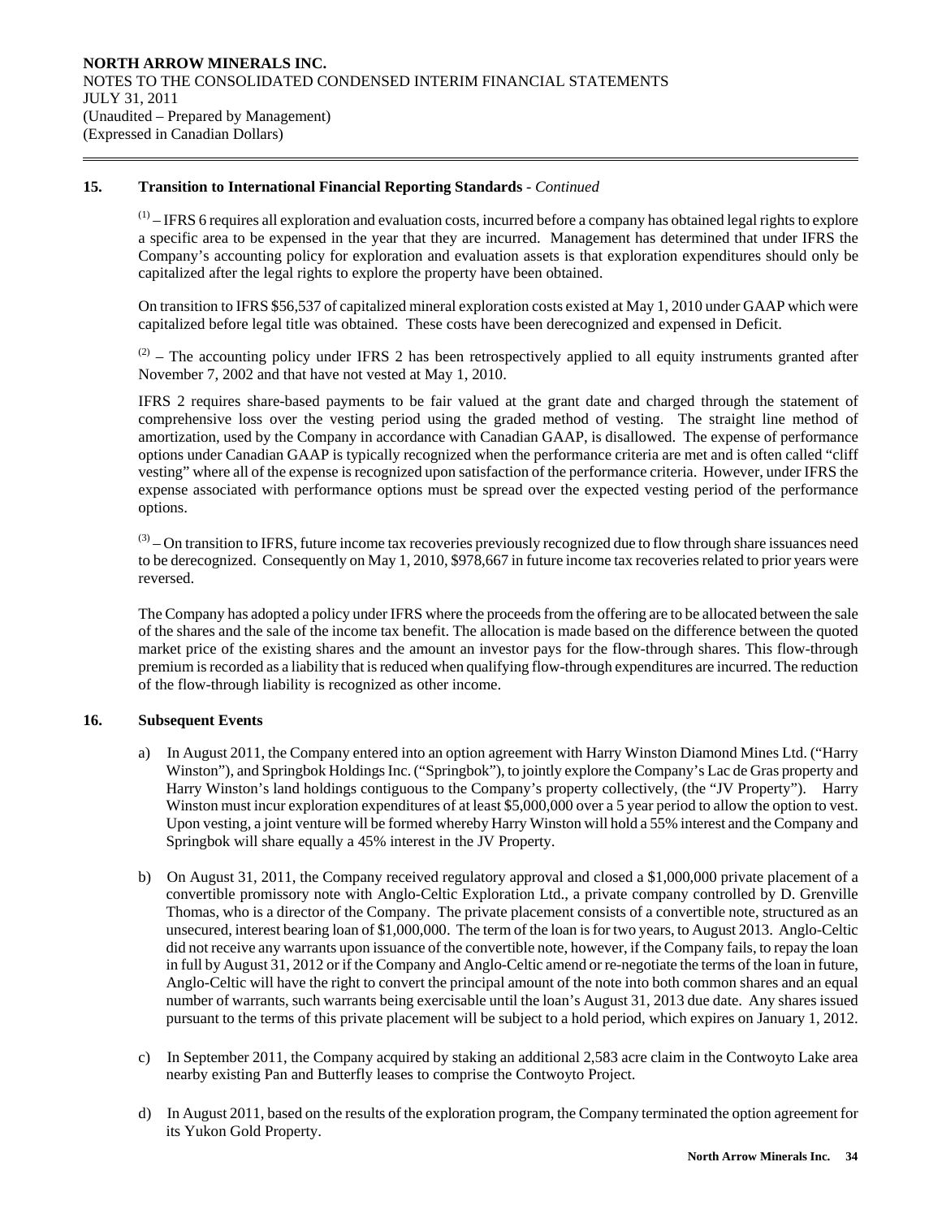## 15. Transition to International Financial Reporting Standards - *Continued*

[(1)] – IFRS 6 requires all exploration and evaluation costs, incurred before a company has obtained legal rights to explore a specific area to be expensed in the year that they are incurred. Management has determined that under IFRS the Company's accounting policy for exploration and evaluation assets is that exploration expenditures should only be capitalized after the legal rights to explore the property have been obtained.

On transition to IFRS $56,537 of capitalized mineral exploration costs existed at May 1, 2010 under GAAP which were capitalized before legal title was obtained. These costs have been derecognized and expensed in Deficit.

[(2)] – The accounting policy under IFRS 2 has been retrospectively applied to all equity instruments granted after November 7, 2002 and that have not vested at May 1, 2010.

IFRS 2 requires share-based payments to be fair valued at the grant date and charged through the statement of comprehensive loss over the vesting period using the graded method of vesting. The straight line method of amortization, used by the Company in accordance with Canadian GAAP, is disallowed. The expense of performance options under Canadian GAAP is typically recognized when the performance criteria are met and is often called "cliff vesting" where all of the expense is recognized upon satisfaction of the performance criteria. However, under IFRS the expense associated with performance options must be spread over the expected vesting period of the performance options.

[(3)] – On transition to IFRS, future income tax recoveries previously recognized due to flow through share issuances need to be derecognized. Consequently on May 1, 2010, $978,667 in future income tax recoveries related to prior years were reversed.

The Company has adopted a policy under IFRS where the proceeds from the offering are to be allocated between the sale of the shares and the sale of the income tax benefit. The allocation is made based on the difference between the quoted market price of the existing shares and the amount an investor pays for the flow-through shares. This flow-through premium is recorded as a liability that is reduced when qualifying flow-through expenditures are incurred. The reduction of the flow-through liability is recognized as other income.

## 16. Subsequent Events

a) In August 2011, the Company entered into an option agreement with Harry Winston Diamond Mines Ltd. ("Harry Winston"), and Springbok Holdings Inc. ("Springbok"), to jointly explore the Company's Lac de Gras property and Harry Winston's land holdings contiguous to the Company's property collectively, (the "JV Property"). Harry Winston must incur exploration expenditures of at least $5,000,000 over a 5 year period to allow the option to vest. Upon vesting, a joint venture will be formed whereby Harry Winston will hold a 55% interest and the Company and Springbok will share equally a 45% interest in the JV Property.

b) On August 31, 2011, the Company received regulatory approval and closed a $1,000,000 private placement of a convertible promissory note with Anglo-Celtic Exploration Ltd., a private company controlled by D. Grenville Thomas, who is a director of the Company. The private placement consists of a convertible note, structured as an unsecured, interest bearing loan of $1,000,000. The term of the loan is for two years, to August 2013. Anglo-Celtic did not receive any warrants upon issuance of the convertible note, however, if the Company fails, to repay the loan in full by August 31, 2012 or if the Company and Anglo-Celtic amend or re-negotiate the terms of the loan in future, Anglo-Celtic will have the right to convert the principal amount of the note into both common shares and an equal number of warrants, such warrants being exercisable until the loan's August 31, 2013 due date. Any shares issued pursuant to the terms of this private placement will be subject to a hold period, which expires on January 1, 2012.

c) In September 2011, the Company acquired by staking an additional 2,583 acre claim in the Contwoyto Lake area nearby existing Pan and Butterfly leases to comprise the Contwoyto Project.

d) In August 2011, based on the results of the exploration program, the Company terminated the option agreement for its Yukon Gold Property.